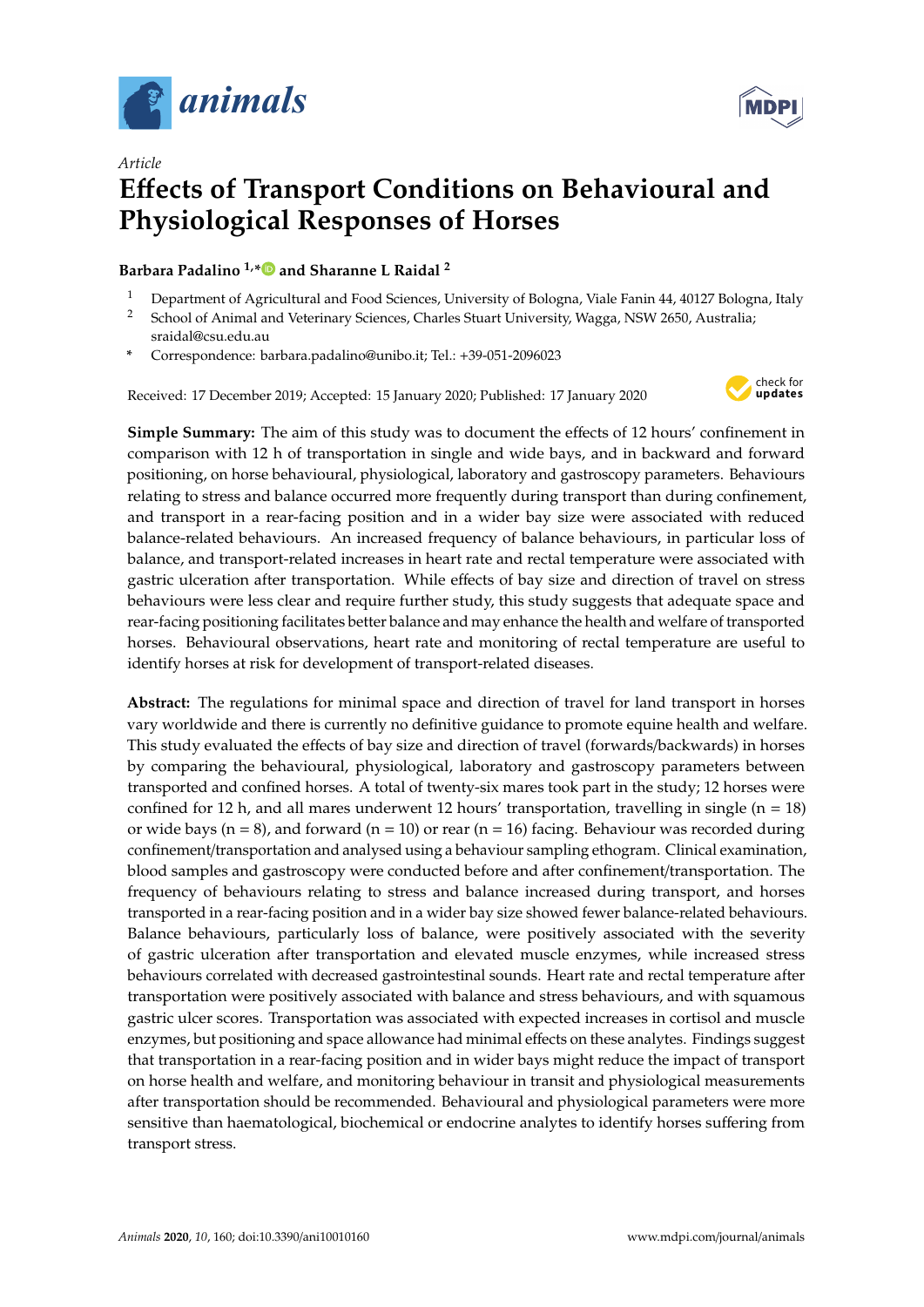*Article*

# Effects of Transport Conditions on Behavioural and Physiological Responses of Horses

**Barbara Padalino [1,*] and Sharanne L Raidal [2]**

[1] Department of Agricultural and Food Sciences, University of Bologna, Viale Fanin 44, 40127 Bologna, Italy

[2] School of Animal and Veterinary Sciences, Charles Stuart University, Wagga, NSW 2650, Australia; sraidal@csu.edu.au

\* Correspondence: barbara.padalino@unibo.it; Tel.: +39-051-2096023

Received: 17 December 2019; Accepted: 15 January 2020; Published: 17 January 2020

**Simple Summary:** The aim of this study was to document the effects of 12 hours' confinement in comparison with 12 h of transportation in single and wide bays, and in backward and forward positioning, on horse behavioural, physiological, laboratory and gastroscopy parameters. Behaviours relating to stress and balance occurred more frequently during transport than during confinement, and transport in a rear-facing position and in a wider bay size were associated with reduced balance-related behaviours. An increased frequency of balance behaviours, in particular loss of balance, and transport-related increases in heart rate and rectal temperature were associated with gastric ulceration after transportation. While effects of bay size and direction of travel on stress behaviours were less clear and require further study, this study suggests that adequate space and rear-facing positioning facilitates better balance and may enhance the health and welfare of transported horses. Behavioural observations, heart rate and monitoring of rectal temperature are useful to identify horses at risk for development of transport-related diseases.

**Abstract:** The regulations for minimal space and direction of travel for land transport in horses vary worldwide and there is currently no definitive guidance to promote equine health and welfare. This study evaluated the effects of bay size and direction of travel (forwards/backwards) in horses by comparing the behavioural, physiological, laboratory and gastroscopy parameters between transported and confined horses. A total of twenty-six mares took part in the study; 12 horses were confined for 12 h, and all mares underwent 12 hours' transportation, travelling in single ($n = 18$) or wide bays ($n = 8$), and forward ($n = 10$) or rear ($n = 16$) facing. Behaviour was recorded during confinement/transportation and analysed using a behaviour sampling ethogram. Clinical examination, blood samples and gastroscopy were conducted before and after confinement/transportation. The frequency of behaviours relating to stress and balance increased during transport, and horses transported in a rear-facing position and in a wider bay size showed fewer balance-related behaviours. Balance behaviours, particularly loss of balance, were positively associated with the severity of gastric ulceration after transportation and elevated muscle enzymes, while increased stress behaviours correlated with decreased gastrointestinal sounds. Heart rate and rectal temperature after transportation were positively associated with balance and stress behaviours, and with squamous gastric ulcer scores. Transportation was associated with expected increases in cortisol and muscle enzymes, but positioning and space allowance had minimal effects on these analytes. Findings suggest that transportation in a rear-facing position and in wider bays might reduce the impact of transport on horse health and welfare, and monitoring behaviour in transit and physiological measurements after transportation should be recommended. Behavioural and physiological parameters were more sensitive than haematological, biochemical or endocrine analytes to identify horses suffering from transport stress.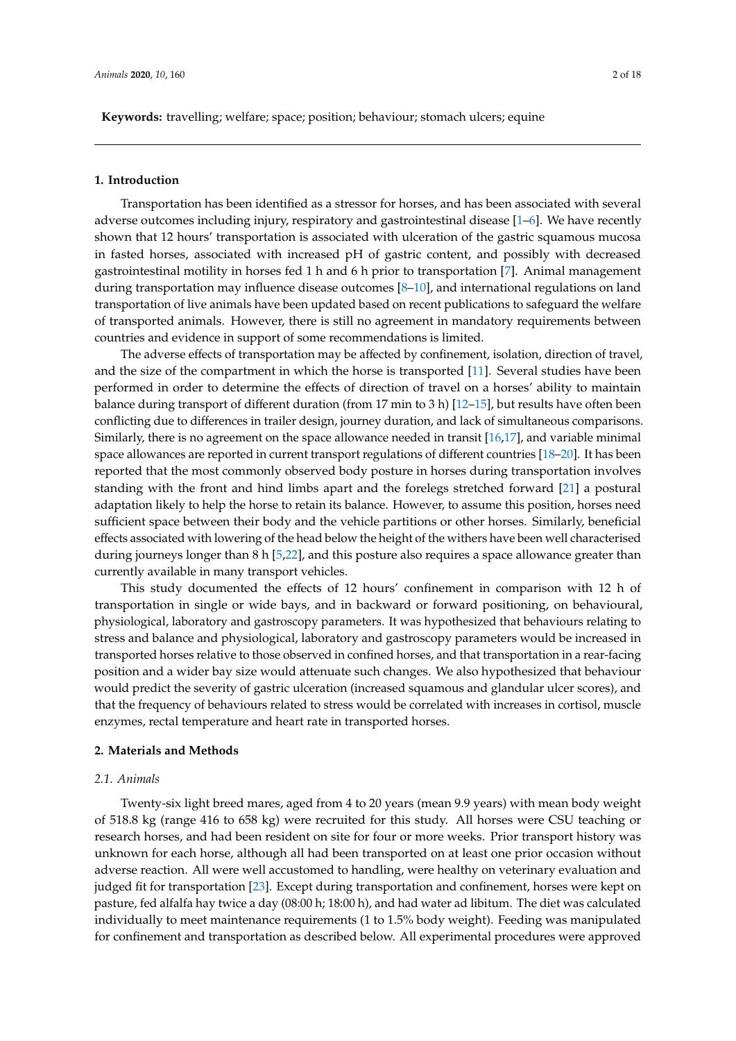**Keywords:** travelling; welfare; space; position; behaviour; stomach ulcers; equine

## 1. Introduction

Transportation has been identified as a stressor for horses, and has been associated with several adverse outcomes including injury, respiratory and gastrointestinal disease [1–6]. We have recently shown that 12 hours' transportation is associated with ulceration of the gastric squamous mucosa in fasted horses, associated with increased pH of gastric content, and possibly with decreased gastrointestinal motility in horses fed 1 h and 6 h prior to transportation [7]. Animal management during transportation may influence disease outcomes [8–10], and international regulations on land transportation of live animals have been updated based on recent publications to safeguard the welfare of transported animals. However, there is still no agreement in mandatory requirements between countries and evidence in support of some recommendations is limited.

The adverse effects of transportation may be affected by confinement, isolation, direction of travel, and the size of the compartment in which the horse is transported [11]. Several studies have been performed in order to determine the effects of direction of travel on a horses' ability to maintain balance during transport of different duration (from 17 min to 3 h) [12–15], but results have often been conflicting due to differences in trailer design, journey duration, and lack of simultaneous comparisons. Similarly, there is no agreement on the space allowance needed in transit [16,17], and variable minimal space allowances are reported in current transport regulations of different countries [18–20]. It has been reported that the most commonly observed body posture in horses during transportation involves standing with the front and hind limbs apart and the forelegs stretched forward [21] a postural adaptation likely to help the horse to retain its balance. However, to assume this position, horses need sufficient space between their body and the vehicle partitions or other horses. Similarly, beneficial effects associated with lowering of the head below the height of the withers have been well characterised during journeys longer than 8 h [5,22], and this posture also requires a space allowance greater than currently available in many transport vehicles.

This study documented the effects of 12 hours' confinement in comparison with 12 h of transportation in single or wide bays, and in backward or forward positioning, on behavioural, physiological, laboratory and gastroscopy parameters. It was hypothesized that behaviours relating to stress and balance and physiological, laboratory and gastroscopy parameters would be increased in transported horses relative to those observed in confined horses, and that transportation in a rear-facing position and a wider bay size would attenuate such changes. We also hypothesized that behaviour would predict the severity of gastric ulceration (increased squamous and glandular ulcer scores), and that the frequency of behaviours related to stress would be correlated with increases in cortisol, muscle enzymes, rectal temperature and heart rate in transported horses.

## 2. Materials and Methods

### *2.1. Animals*

Twenty-six light breed mares, aged from 4 to 20 years (mean 9.9 years) with mean body weight of 518.8 kg (range 416 to 658 kg) were recruited for this study. All horses were CSU teaching or research horses, and had been resident on site for four or more weeks. Prior transport history was unknown for each horse, although all had been transported on at least one prior occasion without adverse reaction. All were well accustomed to handling, were healthy on veterinary evaluation and judged fit for transportation [23]. Except during transportation and confinement, horses were kept on pasture, fed alfalfa hay twice a day (08:00 h; 18:00 h), and had water ad libitum. The diet was calculated individually to meet maintenance requirements (1 to 1.5% body weight). Feeding was manipulated for confinement and transportation as described below. All experimental procedures were approved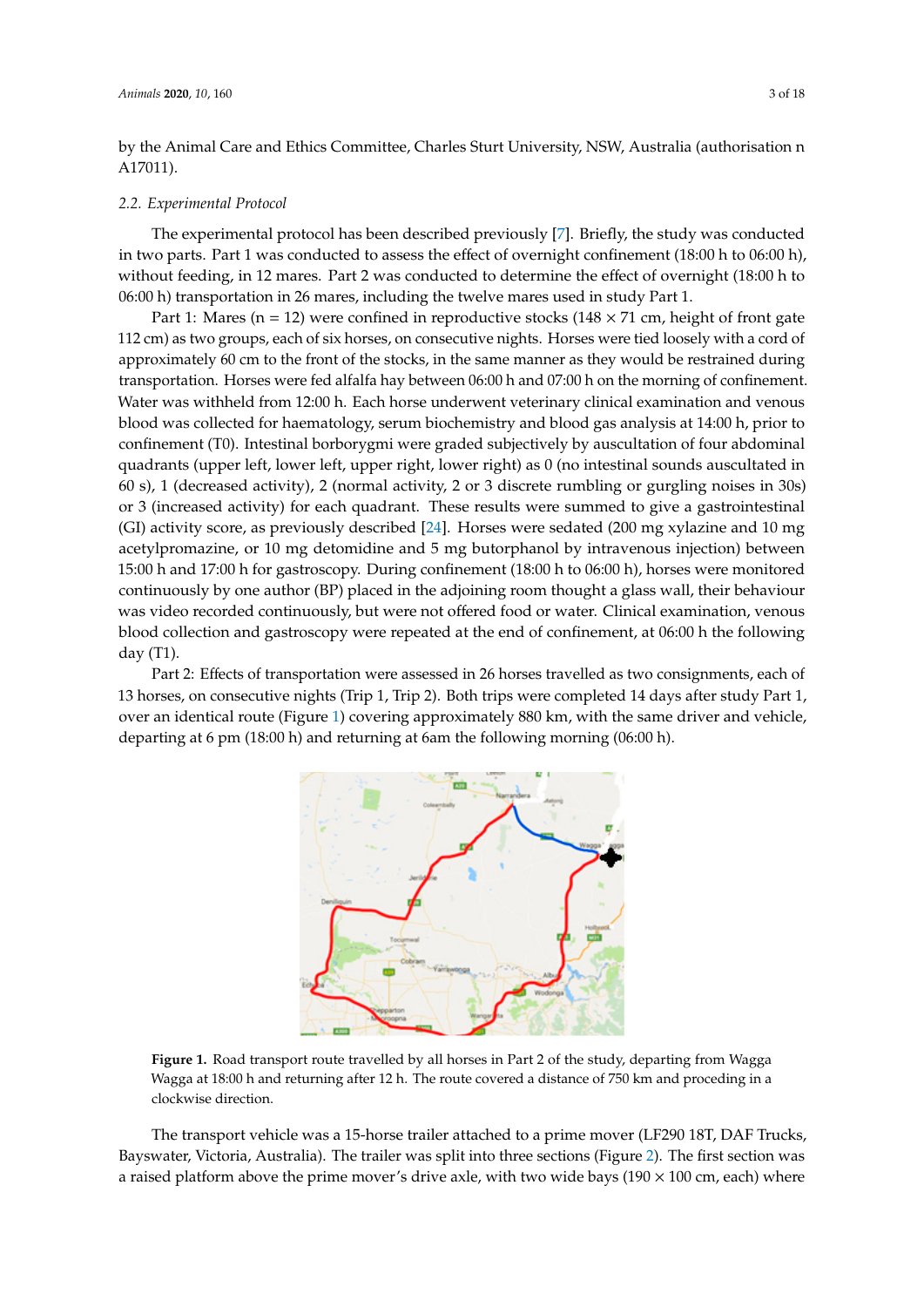by the Animal Care and Ethics Committee, Charles Sturt University, NSW, Australia (authorisation n A17011).

### 2.2. Experimental Protocol

The experimental protocol has been described previously [7]. Briefly, the study was conducted in two parts. Part 1 was conducted to assess the effect of overnight confinement (18:00 h to 06:00 h), without feeding, in 12 mares. Part 2 was conducted to determine the effect of overnight (18:00 h to 06:00 h) transportation in 26 mares, including the twelve mares used in study Part 1.

Part 1: Mares (n = 12) were confined in reproductive stocks (148 × 71 cm, height of front gate 112 cm) as two groups, each of six horses, on consecutive nights. Horses were tied loosely with a cord of approximately 60 cm to the front of the stocks, in the same manner as they would be restrained during transportation. Horses were fed alfalfa hay between 06:00 h and 07:00 h on the morning of confinement. Water was withheld from 12:00 h. Each horse underwent veterinary clinical examination and venous blood was collected for haematology, serum biochemistry and blood gas analysis at 14:00 h, prior to confinement (T0). Intestinal borborygmi were graded subjectively by auscultation of four abdominal quadrants (upper left, lower left, upper right, lower right) as 0 (no intestinal sounds auscultated in 60 s), 1 (decreased activity), 2 (normal activity, 2 or 3 discrete rumbling or gurgling noises in 30s) or 3 (increased activity) for each quadrant. These results were summed to give a gastrointestinal (GI) activity score, as previously described [24]. Horses were sedated (200 mg xylazine and 10 mg acetylpromazine, or 10 mg detomidine and 5 mg butorphanol by intravenous injection) between 15:00 h and 17:00 h for gastroscopy. During confinement (18:00 h to 06:00 h), horses were monitored continuously by one author (BP) placed in the adjoining room thought a glass wall, their behaviour was video recorded continuously, but were not offered food or water. Clinical examination, venous blood collection and gastroscopy were repeated at the end of confinement, at 06:00 h the following day (T1).

Part 2: Effects of transportation were assessed in 26 horses travelled as two consignments, each of 13 horses, on consecutive nights (Trip 1, Trip 2). Both trips were completed 14 days after study Part 1, over an identical route (Figure 1) covering approximately 880 km, with the same driver and vehicle, departing at 6 pm (18:00 h) and returning at 6am the following morning (06:00 h).

**Figure 1.** Road transport route travelled by all horses in Part 2 of the study, departing from Wagga Wagga at 18:00 h and returning after 12 h. The route covered a distance of 750 km and proceding in a clockwise direction.

The transport vehicle was a 15-horse trailer attached to a prime mover (LF290 18T, DAF Trucks, Bayswater, Victoria, Australia). The trailer was split into three sections (Figure 2). The first section was a raised platform above the prime mover's drive axle, with two wide bays (190 × 100 cm, each) where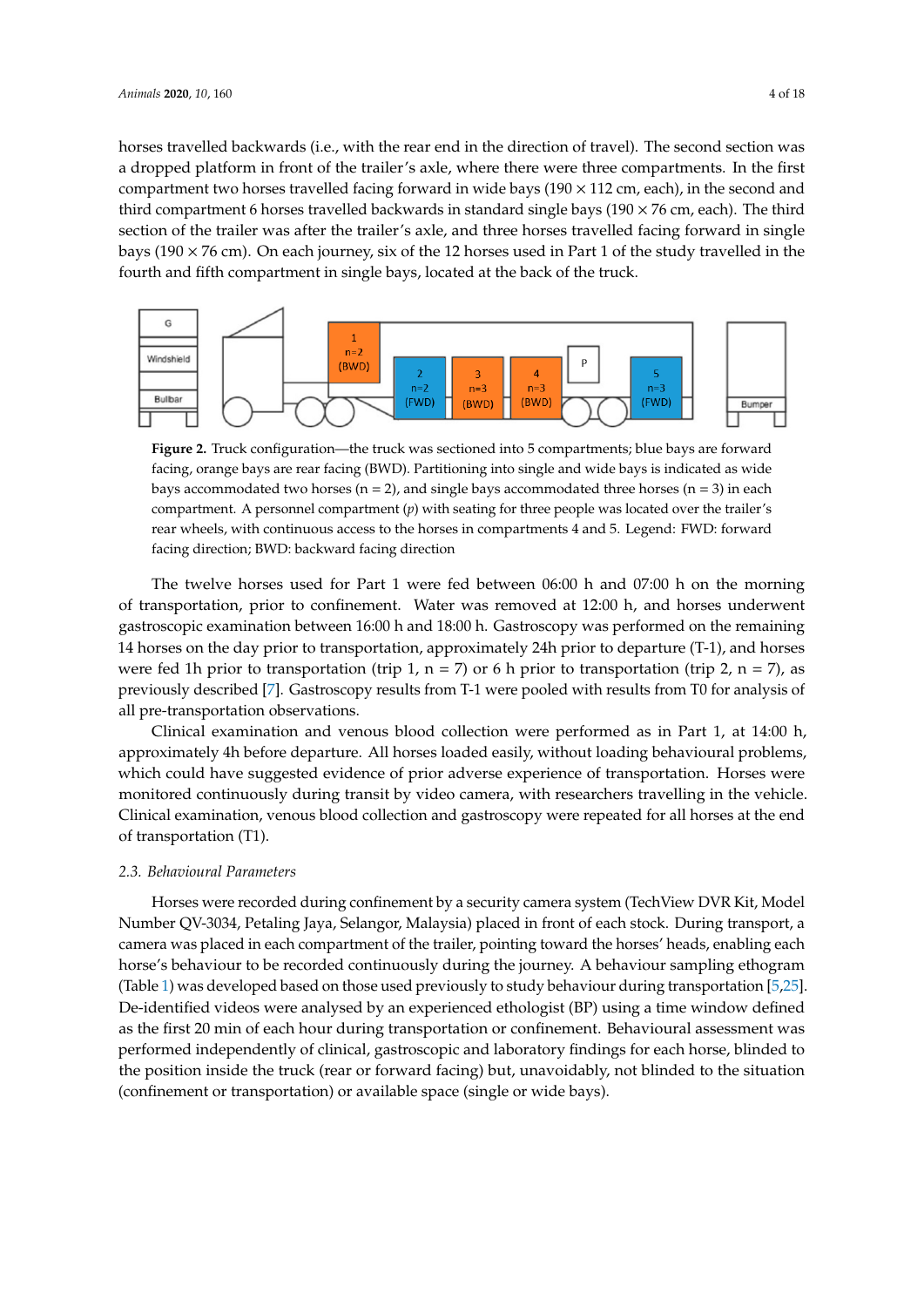horses travelled backwards (i.e., with the rear end in the direction of travel). The second section was a dropped platform in front of the trailer's axle, where there were three compartments. In the first compartment two horses travelled facing forward in wide bays (190 × 112 cm, each), in the second and third compartment 6 horses travelled backwards in standard single bays (190 × 76 cm, each). The third section of the trailer was after the trailer's axle, and three horses travelled facing forward in single bays (190 × 76 cm). On each journey, six of the 12 horses used in Part 1 of the study travelled in the fourth and fifth compartment in single bays, located at the back of the truck.

**Figure 2.** Truck configuration—the truck was sectioned into 5 compartments; blue bays are forward facing, orange bays are rear facing (BWD). Partitioning into single and wide bays is indicated as wide bays accommodated two horses (n = 2), and single bays accommodated three horses (n = 3) in each compartment. A personnel compartment (*p*) with seating for three people was located over the trailer's rear wheels, with continuous access to the horses in compartments 4 and 5. Legend: FWD: forward facing direction; BWD: backward facing direction

The twelve horses used for Part 1 were fed between 06:00 h and 07:00 h on the morning of transportation, prior to confinement. Water was removed at 12:00 h, and horses underwent gastroscopic examination between 16:00 h and 18:00 h. Gastroscopy was performed on the remaining 14 horses on the day prior to transportation, approximately 24h prior to departure (T-1), and horses were fed 1h prior to transportation (trip 1, n = 7) or 6 h prior to transportation (trip 2, n = 7), as previously described [7]. Gastroscopy results from T-1 were pooled with results from T0 for analysis of all pre-transportation observations.

Clinical examination and venous blood collection were performed as in Part 1, at 14:00 h, approximately 4h before departure. All horses loaded easily, without loading behavioural problems, which could have suggested evidence of prior adverse experience of transportation. Horses were monitored continuously during transit by video camera, with researchers travelling in the vehicle. Clinical examination, venous blood collection and gastroscopy were repeated for all horses at the end of transportation (T1).

### 2.3. Behavioural Parameters

Horses were recorded during confinement by a security camera system (TechView DVR Kit, Model Number QV-3034, Petaling Jaya, Selangor, Malaysia) placed in front of each stock. During transport, a camera was placed in each compartment of the trailer, pointing toward the horses' heads, enabling each horse's behaviour to be recorded continuously during the journey. A behaviour sampling ethogram (Table 1) was developed based on those used previously to study behaviour during transportation [5,25]. De-identified videos were analysed by an experienced ethologist (BP) using a time window defined as the first 20 min of each hour during transportation or confinement. Behavioural assessment was performed independently of clinical, gastroscopic and laboratory findings for each horse, blinded to the position inside the truck (rear or forward facing) but, unavoidably, not blinded to the situation (confinement or transportation) or available space (single or wide bays).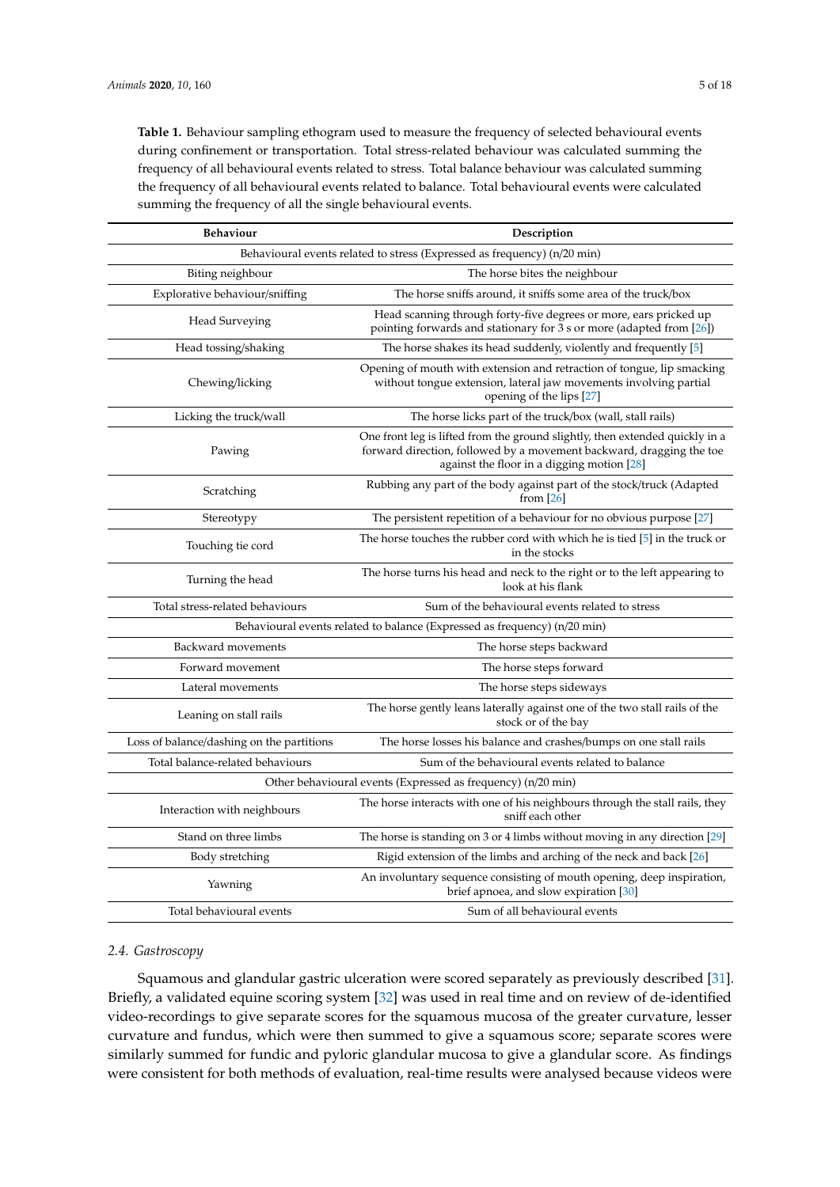**Table 1.** Behaviour sampling ethogram used to measure the frequency of selected behavioural events during confinement or transportation. Total stress-related behaviour was calculated summing the frequency of all behavioural events related to stress. Total balance behaviour was calculated summing the frequency of all behavioural events related to balance. Total behavioural events were calculated summing the frequency of all the single behavioural events.

| Behaviour | Description |
|---|---|
| Behavioural events related to stress (Expressed as frequency) (n/20 min) | |
| Biting neighbour | The horse bites the neighbour |
| Explorative behaviour/sniffing | The horse sniffs around, it sniffs some area of the truck/box |
| Head Surveying | Head scanning through forty-five degrees or more, ears pricked up pointing forwards and stationary for 3 s or more (adapted from [26]) |
| Head tossing/shaking | The horse shakes its head suddenly, violently and frequently [5] |
| Chewing/licking | Opening of mouth with extension and retraction of tongue, lip smacking without tongue extension, lateral jaw movements involving partial opening of the lips [27] |
| Licking the truck/wall | The horse licks part of the truck/box (wall, stall rails) |
| Pawing | One front leg is lifted from the ground slightly, then extended quickly in a forward direction, followed by a movement backward, dragging the toe against the floor in a digging motion [28] |
| Scratching | Rubbing any part of the body against part of the stock/truck (Adapted from [26] |
| Stereotypy | The persistent repetition of a behaviour for no obvious purpose [27] |
| Touching tie cord | The horse touches the rubber cord with which he is tied [5] in the truck or in the stocks |
| Turning the head | The horse turns his head and neck to the right or to the left appearing to look at his flank |
| Total stress-related behaviours | Sum of the behavioural events related to stress |
| Behavioural events related to balance (Expressed as frequency) (n/20 min) | |
| Backward movements | The horse steps backward |
| Forward movement | The horse steps forward |
| Lateral movements | The horse steps sideways |
| Leaning on stall rails | The horse gently leans laterally against one of the two stall rails of the stock or of the bay |
| Loss of balance/dashing on the partitions | The horse losses his balance and crashes/bumps on one stall rails |
| Total balance-related behaviours | Sum of the behavioural events related to balance |
| Other behavioural events (Expressed as frequency) (n/20 min) | |
| Interaction with neighbours | The horse interacts with one of his neighbours through the stall rails, they sniff each other |
| Stand on three limbs | The horse is standing on 3 or 4 limbs without moving in any direction [29] |
| Body stretching | Rigid extension of the limbs and arching of the neck and back [26] |
| Yawning | An involuntary sequence consisting of mouth opening, deep inspiration, brief apnoea, and slow expiration [30] |
| Total behavioural events | Sum of all behavioural events |

### 2.4. Gastroscopy

Squamous and glandular gastric ulceration were scored separately as previously described [31]. Briefly, a validated equine scoring system [32] was used in real time and on review of de-identified video-recordings to give separate scores for the squamous mucosa of the greater curvature, lesser curvature and fundus, which were then summed to give a squamous score; separate scores were similarly summed for fundic and pyloric glandular mucosa to give a glandular score. As findings were consistent for both methods of evaluation, real-time results were analysed because videos were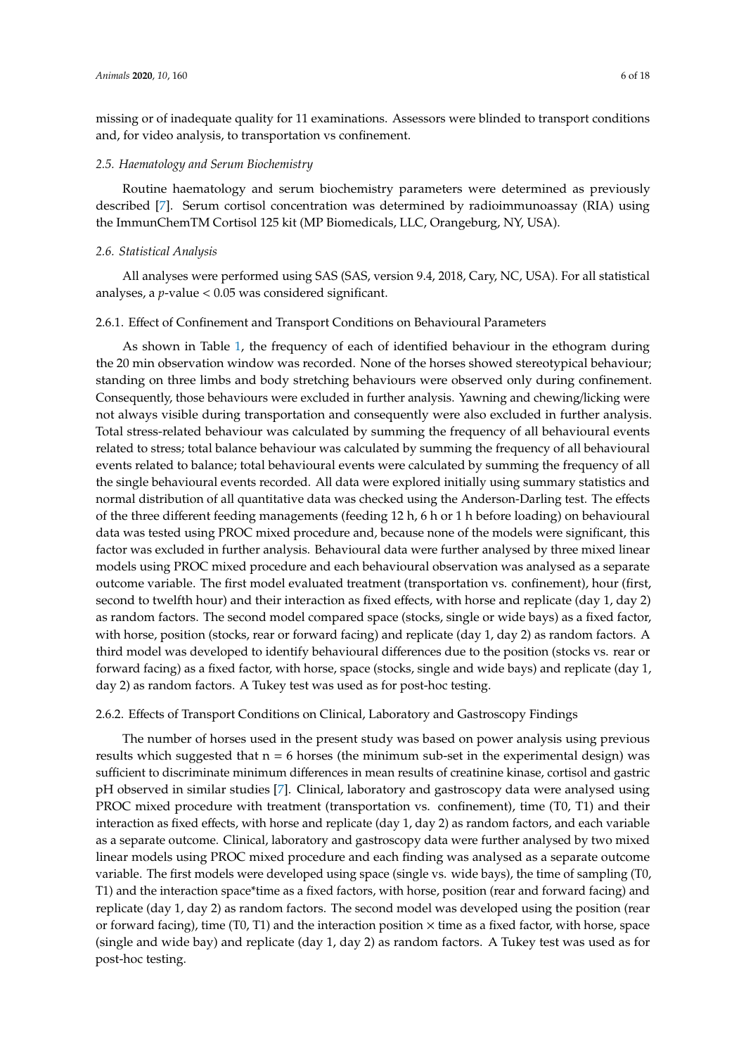missing or of inadequate quality for 11 examinations. Assessors were blinded to transport conditions and, for video analysis, to transportation vs confinement.

### 2.5. Haematology and Serum Biochemistry

Routine haematology and serum biochemistry parameters were determined as previously described [7]. Serum cortisol concentration was determined by radioimmunoassay (RIA) using the ImmunChemTM Cortisol 125 kit (MP Biomedicals, LLC, Orangeburg, NY, USA).

### 2.6. Statistical Analysis

All analyses were performed using SAS (SAS, version 9.4, 2018, Cary, NC, USA). For all statistical analyses, a $p$-value < 0.05 was considered significant.

#### 2.6.1. Effect of Confinement and Transport Conditions on Behavioural Parameters

As shown in Table 1, the frequency of each of identified behaviour in the ethogram during the 20 min observation window was recorded. None of the horses showed stereotypical behaviour; standing on three limbs and body stretching behaviours were observed only during confinement. Consequently, those behaviours were excluded in further analysis. Yawning and chewing/licking were not always visible during transportation and consequently were also excluded in further analysis. Total stress-related behaviour was calculated by summing the frequency of all behavioural events related to stress; total balance behaviour was calculated by summing the frequency of all behavioural events related to balance; total behavioural events were calculated by summing the frequency of all the single behavioural events recorded. All data were explored initially using summary statistics and normal distribution of all quantitative data was checked using the Anderson-Darling test. The effects of the three different feeding managements (feeding 12 h, 6 h or 1 h before loading) on behavioural data was tested using PROC mixed procedure and, because none of the models were significant, this factor was excluded in further analysis. Behavioural data were further analysed by three mixed linear models using PROC mixed procedure and each behavioural observation was analysed as a separate outcome variable. The first model evaluated treatment (transportation vs. confinement), hour (first, second to twelfth hour) and their interaction as fixed effects, with horse and replicate (day 1, day 2) as random factors. The second model compared space (stocks, single or wide bays) as a fixed factor, with horse, position (stocks, rear or forward facing) and replicate (day 1, day 2) as random factors. A third model was developed to identify behavioural differences due to the position (stocks vs. rear or forward facing) as a fixed factor, with horse, space (stocks, single and wide bays) and replicate (day 1, day 2) as random factors. A Tukey test was used as for post-hoc testing.

#### 2.6.2. Effects of Transport Conditions on Clinical, Laboratory and Gastroscopy Findings

The number of horses used in the present study was based on power analysis using previous results which suggested that $n = 6$ horses (the minimum sub-set in the experimental design) was sufficient to discriminate minimum differences in mean results of creatinine kinase, cortisol and gastric pH observed in similar studies [7]. Clinical, laboratory and gastroscopy data were analysed using PROC mixed procedure with treatment (transportation vs. confinement), time (T0, T1) and their interaction as fixed effects, with horse and replicate (day 1, day 2) as random factors, and each variable as a separate outcome. Clinical, laboratory and gastroscopy data were further analysed by two mixed linear models using PROC mixed procedure and each finding was analysed as a separate outcome variable. The first models were developed using space (single vs. wide bays), the time of sampling (T0, T1) and the interaction space*time as a fixed factors, with horse, position (rear and forward facing) and replicate (day 1, day 2) as random factors. The second model was developed using the position (rear or forward facing), time (T0, T1) and the interaction position × time as a fixed factor, with horse, space (single and wide bay) and replicate (day 1, day 2) as random factors. A Tukey test was used as for post-hoc testing.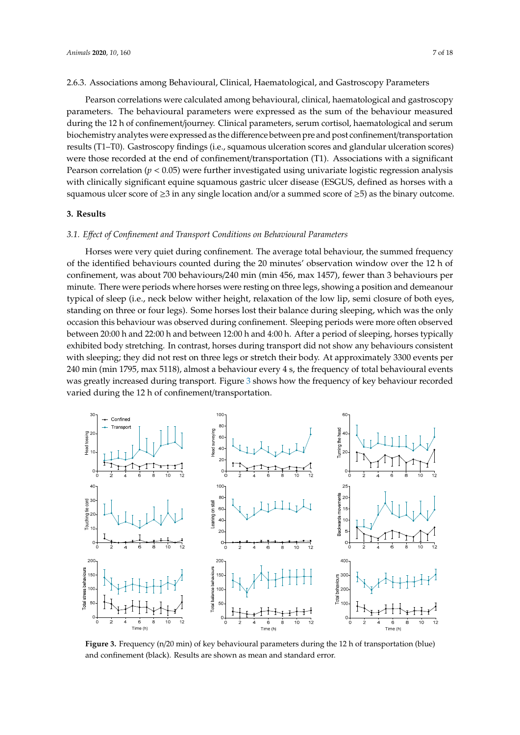2.6.3. Associations among Behavioural, Clinical, Haematological, and Gastroscopy Parameters

Pearson correlations were calculated among behavioural, clinical, haematological and gastroscopy parameters. The behavioural parameters were expressed as the sum of the behaviour measured during the 12 h of confinement/journey. Clinical parameters, serum cortisol, haematological and serum biochemistry analytes were expressed as the difference between pre and post confinement/transportation results (T1–T0). Gastroscopy findings (i.e., squamous ulceration scores and glandular ulceration scores) were those recorded at the end of confinement/transportation (T1). Associations with a significant Pearson correlation ($p < 0.05$) were further investigated using univariate logistic regression analysis with clinically significant equine squamous gastric ulcer disease (ESGUS, defined as horses with a squamous ulcer score of ≥3 in any single location and/or a summed score of ≥5) as the binary outcome.

## 3. Results

### *3.1. Effect of Confinement and Transport Conditions on Behavioural Parameters*

Horses were very quiet during confinement. The average total behaviour, the summed frequency of the identified behaviours counted during the 20 minutes' observation window over the 12 h of confinement, was about 700 behaviours/240 min (min 456, max 1457), fewer than 3 behaviours per minute. There were periods where horses were resting on three legs, showing a position and demeanour typical of sleep (i.e., neck below wither height, relaxation of the low lip, semi closure of both eyes, standing on three or four legs). Some horses lost their balance during sleeping, which was the only occasion this behaviour was observed during confinement. Sleeping periods were more often observed between 20:00 h and 22:00 h and between 12:00 h and 4:00 h. After a period of sleeping, horses typically exhibited body stretching. In contrast, horses during transport did not show any behaviours consistent with sleeping; they did not rest on three legs or stretch their body. At approximately 3300 events per 240 min (min 1795, max 5118), almost a behaviour every 4 s, the frequency of total behavioural events was greatly increased during transport. Figure 3 shows how the frequency of key behaviour recorded varied during the 12 h of confinement/transportation.

**Figure 3.** Frequency (n/20 min) of key behavioural parameters during the 12 h of transportation (blue) and confinement (black). Results are shown as mean and standard error.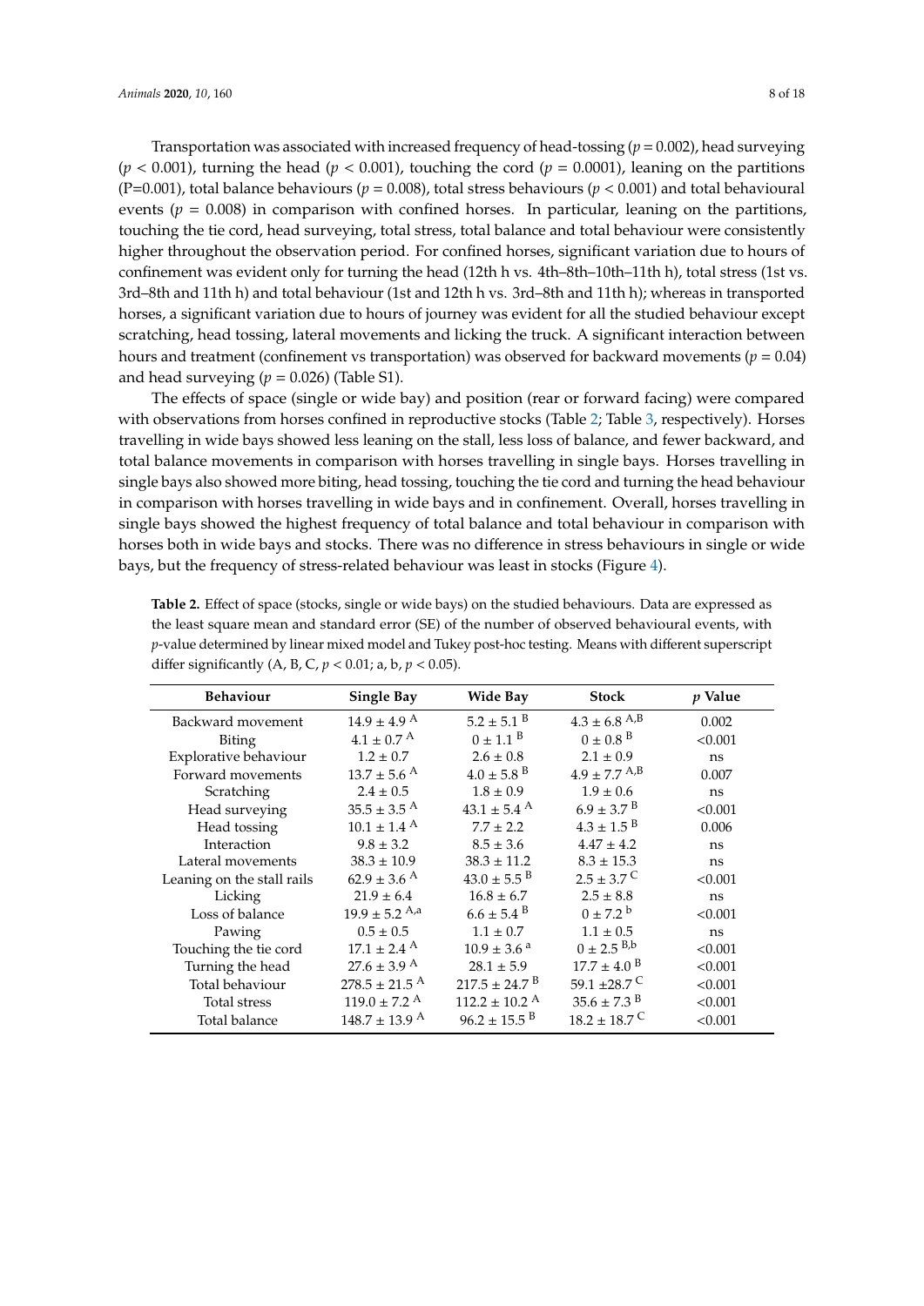Transportation was associated with increased frequency of head-tossing ($p = 0.002$), head surveying ($p < 0.001$), turning the head ($p < 0.001$), touching the cord ($p = 0.0001$), leaning on the partitions (P=0.001), total balance behaviours ($p = 0.008$), total stress behaviours ($p < 0.001$) and total behavioural events ($p = 0.008$) in comparison with confined horses. In particular, leaning on the partitions, touching the tie cord, head surveying, total stress, total balance and total behaviour were consistently higher throughout the observation period. For confined horses, significant variation due to hours of confinement was evident only for turning the head (12th h vs. 4th–8th–10th–11th h), total stress (1st vs. 3rd–8th and 11th h) and total behaviour (1st and 12th h vs. 3rd–8th and 11th h); whereas in transported horses, a significant variation due to hours of journey was evident for all the studied behaviour except scratching, head tossing, lateral movements and licking the truck. A significant interaction between hours and treatment (confinement vs transportation) was observed for backward movements ($p = 0.04$) and head surveying ($p = 0.026$) (Table S1).

The effects of space (single or wide bay) and position (rear or forward facing) were compared with observations from horses confined in reproductive stocks (Table 2; Table 3, respectively). Horses travelling in wide bays showed less leaning on the stall, less loss of balance, and fewer backward, and total balance movements in comparison with horses travelling in single bays. Horses travelling in single bays also showed more biting, head tossing, touching the tie cord and turning the head behaviour in comparison with horses travelling in wide bays and in confinement. Overall, horses travelling in single bays showed the highest frequency of total balance and total behaviour in comparison with horses both in wide bays and stocks. There was no difference in stress behaviours in single or wide bays, but the frequency of stress-related behaviour was least in stocks (Figure 4).

**Table 2.** Effect of space (stocks, single or wide bays) on the studied behaviours. Data are expressed as the least square mean and standard error (SE) of the number of observed behavioural events, with *p*-value determined by linear mixed model and Tukey post-hoc testing. Means with different superscript differ significantly (A, B, C, $p < 0.01$; a, b, $p < 0.05$).

| Behaviour | Single Bay | Wide Bay | Stock | *p* Value |
|---|---|---|---|---|
| Backward movement | $14.9 \pm 4.9^{A}$ | $5.2 \pm 5.1^{B}$ | $4.3 \pm 6.8^{A,B}$ | 0.002 |
| Biting | $4.1 \pm 0.7^{A}$ | $0 \pm 1.1^{B}$ | $0 \pm 0.8^{B}$ | <0.001 |
| Explorative behaviour | $1.2 \pm 0.7$ | $2.6 \pm 0.8$ | $2.1 \pm 0.9$ | ns |
| Forward movements | $13.7 \pm 5.6^{A}$ | $4.0 \pm 5.8^{B}$ | $4.9 \pm 7.7^{A,B}$ | 0.007 |
| Scratching | $2.4 \pm 0.5$ | $1.8 \pm 0.9$ | $1.9 \pm 0.6$ | ns |
| Head surveying | $35.5 \pm 3.5^{A}$ | $43.1 \pm 5.4^{A}$ | $6.9 \pm 3.7^{B}$ | <0.001 |
| Head tossing | $10.1 \pm 1.4^{A}$ | $7.7 \pm 2.2$ | $4.3 \pm 1.5^{B}$ | 0.006 |
| Interaction | $9.8 \pm 3.2$ | $8.5 \pm 3.6$ | $4.47 \pm 4.2$ | ns |
| Lateral movements | $38.3 \pm 10.9$ | $38.3 \pm 11.2$ | $8.3 \pm 15.3$ | ns |
| Leaning on the stall rails | $62.9 \pm 3.6^{A}$ | $43.0 \pm 5.5^{B}$ | $2.5 \pm 3.7^{C}$ | <0.001 |
| Licking | $21.9 \pm 6.4$ | $16.8 \pm 6.7$ | $2.5 \pm 8.8$ | ns |
| Loss of balance | $19.9 \pm 5.2^{A,a}$ | $6.6 \pm 5.4^{B}$ | $0 \pm 7.2^{b}$ | <0.001 |
| Pawing | $0.5 \pm 0.5$ | $1.1 \pm 0.7$ | $1.1 \pm 0.5$ | ns |
| Touching the tie cord | $17.1 \pm 2.4^{A}$ | $10.9 \pm 3.6^{a}$ | $0 \pm 2.5^{B,b}$ | <0.001 |
| Turning the head | $27.6 \pm 3.9^{A}$ | $28.1 \pm 5.9$ | $17.7 \pm 4.0^{B}$ | <0.001 |
| Total behaviour | $278.5 \pm 21.5^{A}$ | $217.5 \pm 24.7^{B}$ | $59.1 \pm 28.7^{C}$ | <0.001 |
| Total stress | $119.0 \pm 7.2^{A}$ | $112.2 \pm 10.2^{A}$ | $35.6 \pm 7.3^{B}$ | <0.001 |
| Total balance | $148.7 \pm 13.9^{A}$ | $96.2 \pm 15.5^{B}$ | $18.2 \pm 18.7^{C}$ | <0.001 |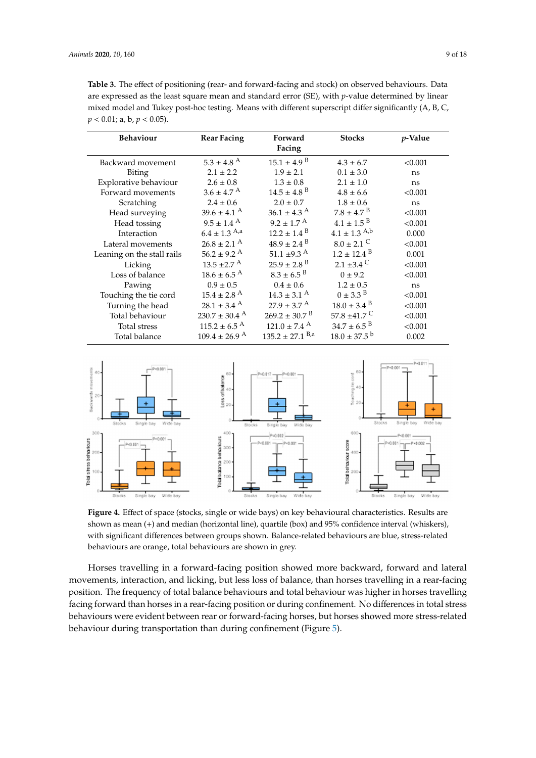**Table 3.** The effect of positioning (rear- and forward-facing and stock) on observed behaviours. Data are expressed as the least square mean and standard error (SE), with $p$-value determined by linear mixed model and Tukey post-hoc testing. Means with different superscript differ significantly (A, B, C, $p < 0.01$; a, b, $p < 0.05$).

| Behaviour | Rear Facing | Forward Facing | Stocks | $p$-Value |
|---|---|---|---|---|
| Backward movement | 5.3 ± 4.8 $^{A}$ | 15.1 ± 4.9 $^{B}$ | 4.3 ± 6.7 | <0.001 |
| Biting | 2.1 ± 2.2 | 1.9 ± 2.1 | 0.1 ± 3.0 | ns |
| Explorative behaviour | 2.6 ± 0.8 | 1.3 ± 0.8 | 2.1 ± 1.0 | ns |
| Forward movements | 3.6 ± 4.7 $^{A}$ | 14.5 ± 4.8 $^{B}$ | 4.8 ± 6.6 | <0.001 |
| Scratching | 2.4 ± 0.6 | 2.0 ± 0.7 | 1.8 ± 0.6 | ns |
| Head surveying | 39.6 ± 4.1 $^{A}$ | 36.1 ± 4.3 $^{A}$ | 7.8 ± 4.7 $^{B}$ | <0.001 |
| Head tossing | 9.5 ± 1.4 $^{A}$ | 9.2 ± 1.7 $^{A}$ | 4.1 ± 1.5 $^{B}$ | <0.001 |
| Interaction | 6.4 ± 1.3 $^{A,a}$ | 12.2 ± 1.4 $^{B}$ | 4.1 ± 1.3 $^{A,b}$ | 0.000 |
| Lateral movements | 26.8 ± 2.1 $^{A}$ | 48.9 ± 2.4 $^{B}$ | 8.0 ± 2.1 $^{C}$ | <0.001 |
| Leaning on the stall rails | 56.2 ± 9.2 $^{A}$ | 51.1 ±9.3 $^{A}$ | 1.2 ± 12.4 $^{B}$ | 0.001 |
| Licking | 13.5 ±2.7 $^{A}$ | 25.9 ± 2.8 $^{B}$ | 2.1 ±3.4 $^{C}$ | <0.001 |
| Loss of balance | 18.6 ± 6.5 $^{A}$ | 8.3 ± 6.5 $^{B}$ | 0 ± 9.2 | <0.001 |
| Pawing | 0.9 ± 0.5 | 0.4 ± 0.6 | 1.2 ± 0.5 | ns |
| Touching the tie cord | 15.4 ± 2.8 $^{A}$ | 14.3 ± 3.1 $^{A}$ | 0 ± 3.3 $^{B}$ | <0.001 |
| Turning the head | 28.1 ± 3.4 $^{A}$ | 27.9 ± 3.7 $^{A}$ | 18.0 ± 3.4 $^{B}$ | <0.001 |
| Total behaviour | 230.7 ± 30.4 $^{A}$ | 269.2 ± 30.7 $^{B}$ | 57.8 ±41.7 $^{C}$ | <0.001 |
| Total stress | 115.2 ± 6.5 $^{A}$ | 121.0 ± 7.4 $^{A}$ | 34.7 ± 6.5 $^{B}$ | <0.001 |
| Total balance | 109.4 ± 26.9 $^{A}$ | 135.2 ± 27.1 $^{B,a}$ | 18.0 ± 37.5 $^{b}$ | 0.002 |

**Figure 4.** Effect of space (stocks, single or wide bays) on key behavioural characteristics. Results are shown as mean (+) and median (horizontal line), quartile (box) and 95% confidence interval (whiskers), with significant differences between groups shown. Balance-related behaviours are blue, stress-related behaviours are orange, total behaviours are shown in grey.

Horses travelling in a forward-facing position showed more backward, forward and lateral movements, interaction, and licking, but less loss of balance, than horses travelling in a rear-facing position. The frequency of total balance behaviours and total behaviour was higher in horses travelling facing forward than horses in a rear-facing position or during confinement. No differences in total stress behaviours were evident between rear or forward-facing horses, but horses showed more stress-related behaviour during transportation than during confinement (Figure 5).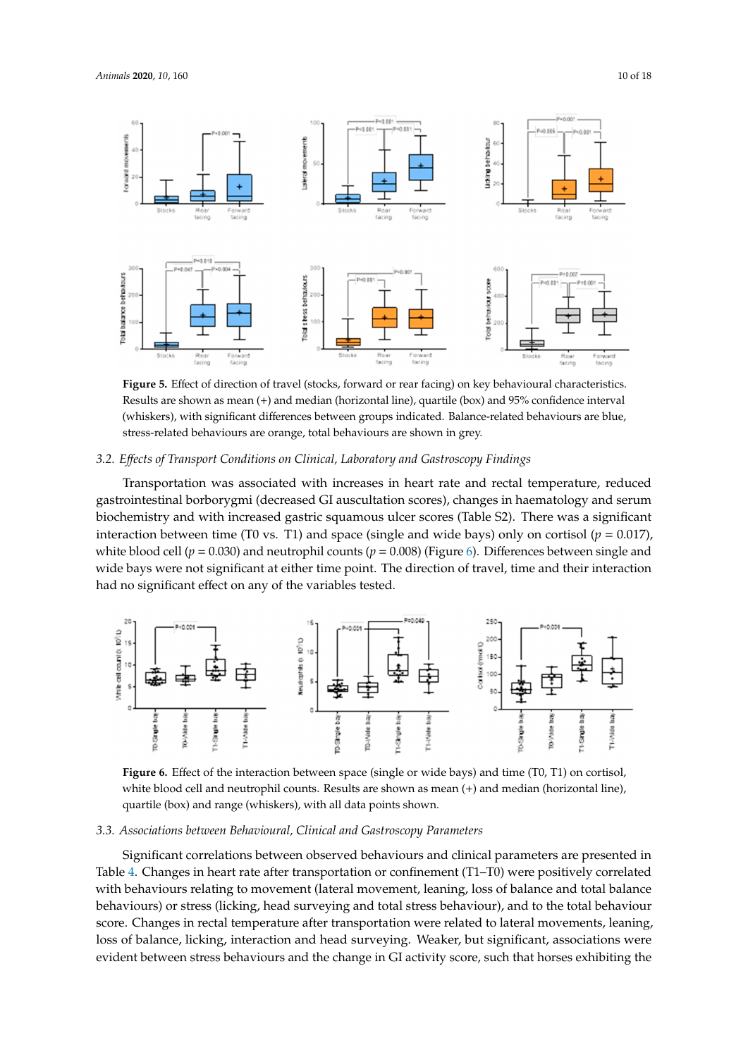**Figure 5.** Effect of direction of travel (stocks, forward or rear facing) on key behavioural characteristics. Results are shown as mean (+) and median (horizontal line), quartile (box) and 95% confidence interval (whiskers), with significant differences between groups indicated. Balance-related behaviours are blue, stress-related behaviours are orange, total behaviours are shown in grey.

### 3.2. *Effects of Transport Conditions on Clinical, Laboratory and Gastroscopy Findings*

Transportation was associated with increases in heart rate and rectal temperature, reduced gastrointestinal borborygmi (decreased GI auscultation scores), changes in haematology and serum biochemistry and with increased gastric squamous ulcer scores (Table S2). There was a significant interaction between time (T0 vs. T1) and space (single and wide bays) only on cortisol ($p = 0.017$), white blood cell ($p = 0.030$) and neutrophil counts ($p = 0.008$) (Figure 6). Differences between single and wide bays were not significant at either time point. The direction of travel, time and their interaction had no significant effect on any of the variables tested.

**Figure 6.** Effect of the interaction between space (single or wide bays) and time (T0, T1) on cortisol, white blood cell and neutrophil counts. Results are shown as mean (+) and median (horizontal line), quartile (box) and range (whiskers), with all data points shown.

### 3.3. *Associations between Behavioural, Clinical and Gastroscopy Parameters*

Significant correlations between observed behaviours and clinical parameters are presented in Table 4. Changes in heart rate after transportation or confinement (T1–T0) were positively correlated with behaviours relating to movement (lateral movement, leaning, loss of balance and total balance behaviours) or stress (licking, head surveying and total stress behaviour), and to the total behaviour score. Changes in rectal temperature after transportation were related to lateral movements, leaning, loss of balance, licking, interaction and head surveying. Weaker, but significant, associations were evident between stress behaviours and the change in GI activity score, such that horses exhibiting the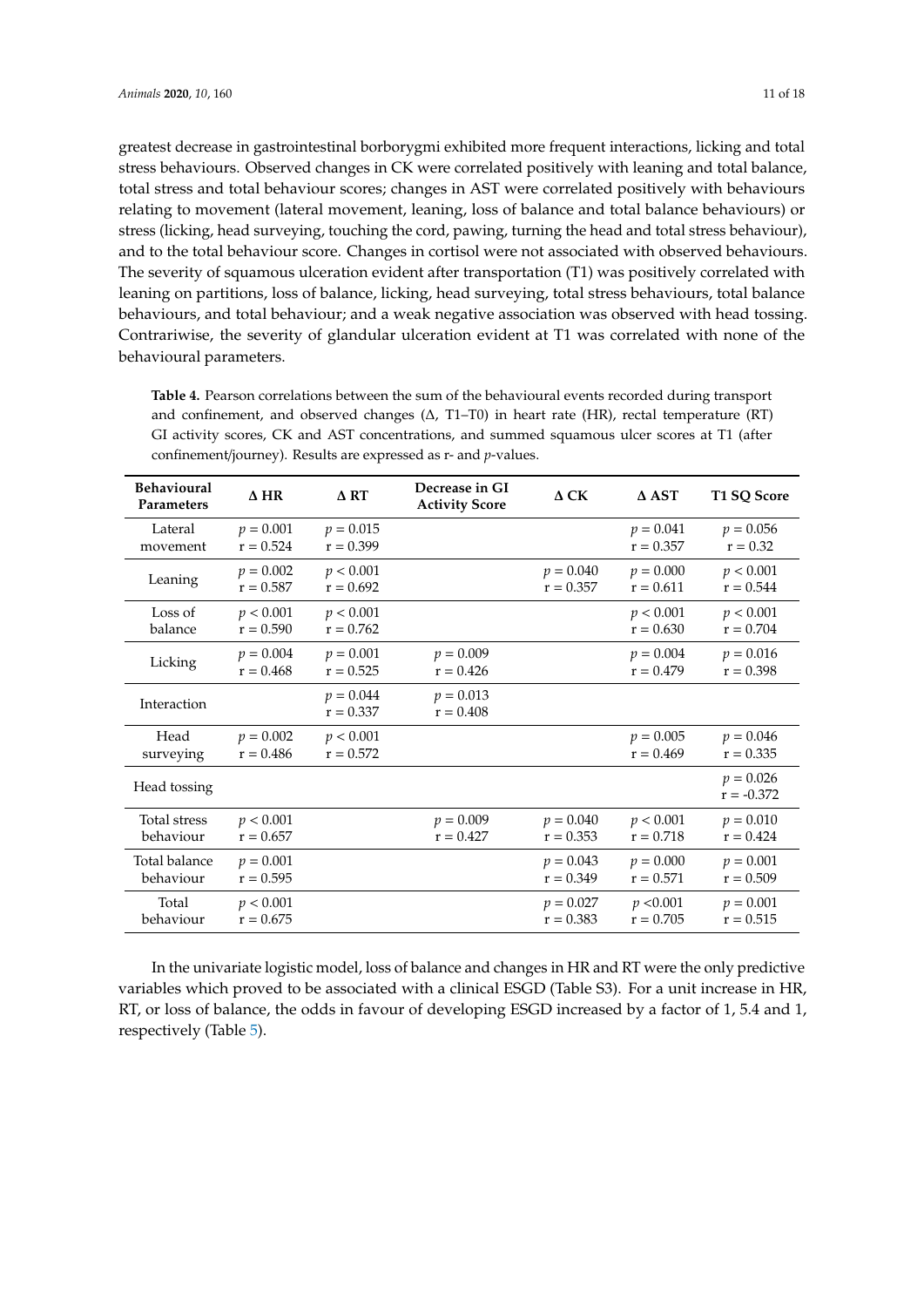greatest decrease in gastrointestinal borborygmi exhibited more frequent interactions, licking and total stress behaviours. Observed changes in CK were correlated positively with leaning and total balance, total stress and total behaviour scores; changes in AST were correlated positively with behaviours relating to movement (lateral movement, leaning, loss of balance and total balance behaviours) or stress (licking, head surveying, touching the cord, pawing, turning the head and total stress behaviour), and to the total behaviour score. Changes in cortisol were not associated with observed behaviours. The severity of squamous ulceration evident after transportation (T1) was positively correlated with leaning on partitions, loss of balance, licking, head surveying, total stress behaviours, total balance behaviours, and total behaviour; and a weak negative association was observed with head tossing. Contrariwise, the severity of glandular ulceration evident at T1 was correlated with none of the behavioural parameters.

**Table 4.** Pearson correlations between the sum of the behavioural events recorded during transport and confinement, and observed changes (Δ, T1–T0) in heart rate (HR), rectal temperature (RT) GI activity scores, CK and AST concentrations, and summed squamous ulcer scores at T1 (after confinement/journey). Results are expressed as r- and *p*-values.

| Behavioural Parameters | Δ HR | Δ RT | Decrease in GI Activity Score | Δ CK | Δ AST | T1 SQ Score |
|---|---|---|---|---|---|---|
| Lateral movement | $p = 0.001$ r = 0.524 | $p = 0.015$ r = 0.399 | | | $p = 0.041$ r = 0.357 | $p = 0.056$ r = 0.32 |
| Leaning | $p = 0.002$ r = 0.587 | $p < 0.001$ r = 0.692 | | $p = 0.040$ r = 0.357 | $p = 0.000$ r = 0.611 | $p < 0.001$ r = 0.544 |
| Loss of balance | $p < 0.001$ r = 0.590 | $p < 0.001$ r = 0.762 | | | $p < 0.001$ r = 0.630 | $p < 0.001$ r = 0.704 |
| Licking | $p = 0.004$ r = 0.468 | $p = 0.001$ r = 0.525 | $p = 0.009$ r = 0.426 | | $p = 0.004$ r = 0.479 | $p = 0.016$ r = 0.398 |
| Interaction | | $p = 0.044$ r = 0.337 | $p = 0.013$ r = 0.408 | | | |
| Head surveying | $p = 0.002$ r = 0.486 | $p < 0.001$ r = 0.572 | | | $p = 0.005$ r = 0.469 | $p = 0.046$ r = 0.335 |
| Head tossing | | | | | | $p = 0.026$ r = -0.372 |
| Total stress behaviour | $p < 0.001$ r = 0.657 | | $p = 0.009$ r = 0.427 | $p = 0.040$ r = 0.353 | $p < 0.001$ r = 0.718 | $p = 0.010$ r = 0.424 |
| Total balance behaviour | $p = 0.001$ r = 0.595 | | | $p = 0.043$ r = 0.349 | $p = 0.000$ r = 0.571 | $p = 0.001$ r = 0.509 |
| Total behaviour | $p < 0.001$ r = 0.675 | | | $p = 0.027$ r = 0.383 | $p < 0.001$ r = 0.705 | $p = 0.001$ r = 0.515 |

In the univariate logistic model, loss of balance and changes in HR and RT were the only predictive variables which proved to be associated with a clinical ESGD (Table S3). For a unit increase in HR, RT, or loss of balance, the odds in favour of developing ESGD increased by a factor of 1, 5.4 and 1, respectively (Table 5).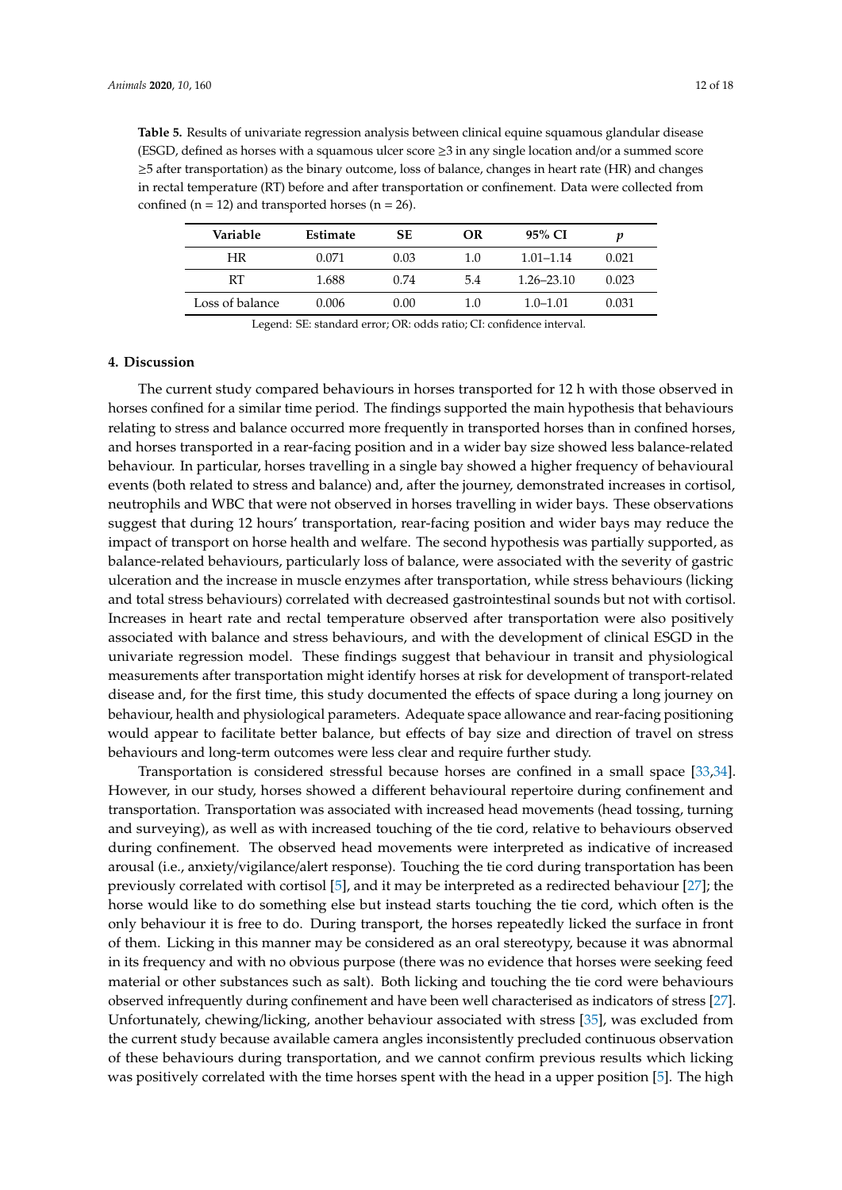**Table 5.** Results of univariate regression analysis between clinical equine squamous glandular disease (ESGD, defined as horses with a squamous ulcer score ≥3 in any single location and/or a summed score ≥5 after transportation) as the binary outcome, loss of balance, changes in heart rate (HR) and changes in rectal temperature (RT) before and after transportation or confinement. Data were collected from confined (n = 12) and transported horses (n = 26).

| Variable | Estimate | SE | OR | 95% CI | *p* |
|---|---|---|---|---|---|
| HR | 0.071 | 0.03 | 1.0 | 1.01–1.14 | 0.021 |
| RT | 1.688 | 0.74 | 5.4 | 1.26–23.10 | 0.023 |
| Loss of balance | 0.006 | 0.00 | 1.0 | 1.0–1.01 | 0.031 |

Legend: SE: standard error; OR: odds ratio; CI: confidence interval.

## 4. Discussion

The current study compared behaviours in horses transported for 12 h with those observed in horses confined for a similar time period. The findings supported the main hypothesis that behaviours relating to stress and balance occurred more frequently in transported horses than in confined horses, and horses transported in a rear-facing position and in a wider bay size showed less balance-related behaviour. In particular, horses travelling in a single bay showed a higher frequency of behavioural events (both related to stress and balance) and, after the journey, demonstrated increases in cortisol, neutrophils and WBC that were not observed in horses travelling in wider bays. These observations suggest that during 12 hours' transportation, rear-facing position and wider bays may reduce the impact of transport on horse health and welfare. The second hypothesis was partially supported, as balance-related behaviours, particularly loss of balance, were associated with the severity of gastric ulceration and the increase in muscle enzymes after transportation, while stress behaviours (licking and total stress behaviours) correlated with decreased gastrointestinal sounds but not with cortisol. Increases in heart rate and rectal temperature observed after transportation were also positively associated with balance and stress behaviours, and with the development of clinical ESGD in the univariate regression model. These findings suggest that behaviour in transit and physiological measurements after transportation might identify horses at risk for development of transport-related disease and, for the first time, this study documented the effects of space during a long journey on behaviour, health and physiological parameters. Adequate space allowance and rear-facing positioning would appear to facilitate better balance, but effects of bay size and direction of travel on stress behaviours and long-term outcomes were less clear and require further study.

Transportation is considered stressful because horses are confined in a small space [33,34]. However, in our study, horses showed a different behavioural repertoire during confinement and transportation. Transportation was associated with increased head movements (head tossing, turning and surveying), as well as with increased touching of the tie cord, relative to behaviours observed during confinement. The observed head movements were interpreted as indicative of increased arousal (i.e., anxiety/vigilance/alert response). Touching the tie cord during transportation has been previously correlated with cortisol [5], and it may be interpreted as a redirected behaviour [27]; the horse would like to do something else but instead starts touching the tie cord, which often is the only behaviour it is free to do. During transport, the horses repeatedly licked the surface in front of them. Licking in this manner may be considered as an oral stereotypy, because it was abnormal in its frequency and with no obvious purpose (there was no evidence that horses were seeking feed material or other substances such as salt). Both licking and touching the tie cord were behaviours observed infrequently during confinement and have been well characterised as indicators of stress [27]. Unfortunately, chewing/licking, another behaviour associated with stress [35], was excluded from the current study because available camera angles inconsistently precluded continuous observation of these behaviours during transportation, and we cannot confirm previous results which licking was positively correlated with the time horses spent with the head in a upper position [5]. The high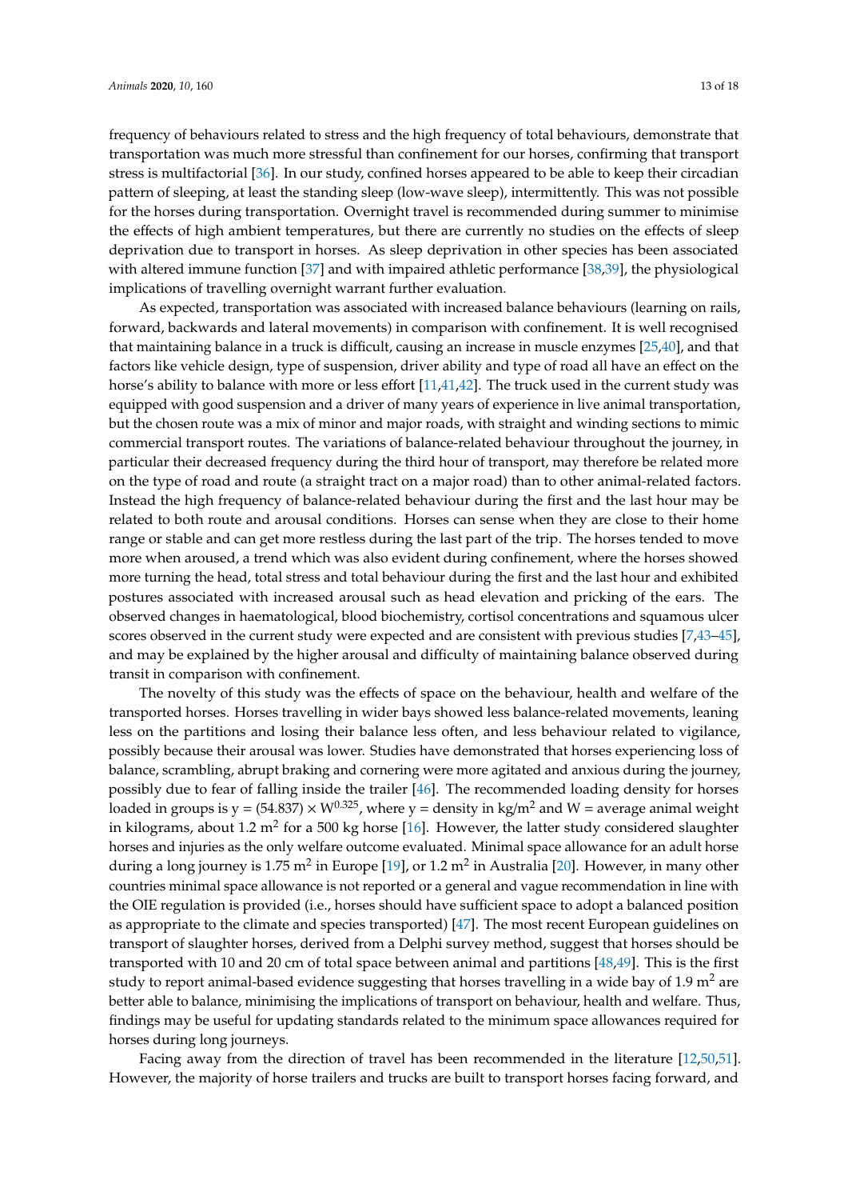frequency of behaviours related to stress and the high frequency of total behaviours, demonstrate that transportation was much more stressful than confinement for our horses, confirming that transport stress is multifactorial [36]. In our study, confined horses appeared to be able to keep their circadian pattern of sleeping, at least the standing sleep (low-wave sleep), intermittently. This was not possible for the horses during transportation. Overnight travel is recommended during summer to minimise the effects of high ambient temperatures, but there are currently no studies on the effects of sleep deprivation due to transport in horses. As sleep deprivation in other species has been associated with altered immune function [37] and with impaired athletic performance [38,39], the physiological implications of travelling overnight warrant further evaluation.

As expected, transportation was associated with increased balance behaviours (learning on rails, forward, backwards and lateral movements) in comparison with confinement. It is well recognised that maintaining balance in a truck is difficult, causing an increase in muscle enzymes [25,40], and that factors like vehicle design, type of suspension, driver ability and type of road all have an effect on the horse's ability to balance with more or less effort [11,41,42]. The truck used in the current study was equipped with good suspension and a driver of many years of experience in live animal transportation, but the chosen route was a mix of minor and major roads, with straight and winding sections to mimic commercial transport routes. The variations of balance-related behaviour throughout the journey, in particular their decreased frequency during the third hour of transport, may therefore be related more on the type of road and route (a straight tract on a major road) than to other animal-related factors. Instead the high frequency of balance-related behaviour during the first and the last hour may be related to both route and arousal conditions. Horses can sense when they are close to their home range or stable and can get more restless during the last part of the trip. The horses tended to move more when aroused, a trend which was also evident during confinement, where the horses showed more turning the head, total stress and total behaviour during the first and the last hour and exhibited postures associated with increased arousal such as head elevation and pricking of the ears. The observed changes in haematological, blood biochemistry, cortisol concentrations and squamous ulcer scores observed in the current study were expected and are consistent with previous studies [7,43–45], and may be explained by the higher arousal and difficulty of maintaining balance observed during transit in comparison with confinement.

The novelty of this study was the effects of space on the behaviour, health and welfare of the transported horses. Horses travelling in wider bays showed less balance-related movements, leaning less on the partitions and losing their balance less often, and less behaviour related to vigilance, possibly because their arousal was lower. Studies have demonstrated that horses experiencing loss of balance, scrambling, abrupt braking and cornering were more agitated and anxious during the journey, possibly due to fear of falling inside the trailer [46]. The recommended loading density for horses loaded in groups is $y = (54.837) \times W^{0.325}$, where y = density in kg/m$^2$ and W = average animal weight in kilograms, about 1.2 m$^2$ for a 500 kg horse [16]. However, the latter study considered slaughter horses and injuries as the only welfare outcome evaluated. Minimal space allowance for an adult horse during a long journey is 1.75 m$^2$ in Europe [19], or 1.2 m$^2$ in Australia [20]. However, in many other countries minimal space allowance is not reported or a general and vague recommendation in line with the OIE regulation is provided (i.e., horses should have sufficient space to adopt a balanced position as appropriate to the climate and species transported) [47]. The most recent European guidelines on transport of slaughter horses, derived from a Delphi survey method, suggest that horses should be transported with 10 and 20 cm of total space between animal and partitions [48,49]. This is the first study to report animal-based evidence suggesting that horses travelling in a wide bay of 1.9 m$^2$ are better able to balance, minimising the implications of transport on behaviour, health and welfare. Thus, findings may be useful for updating standards related to the minimum space allowances required for horses during long journeys.

Facing away from the direction of travel has been recommended in the literature [12,50,51]. However, the majority of horse trailers and trucks are built to transport horses facing forward, and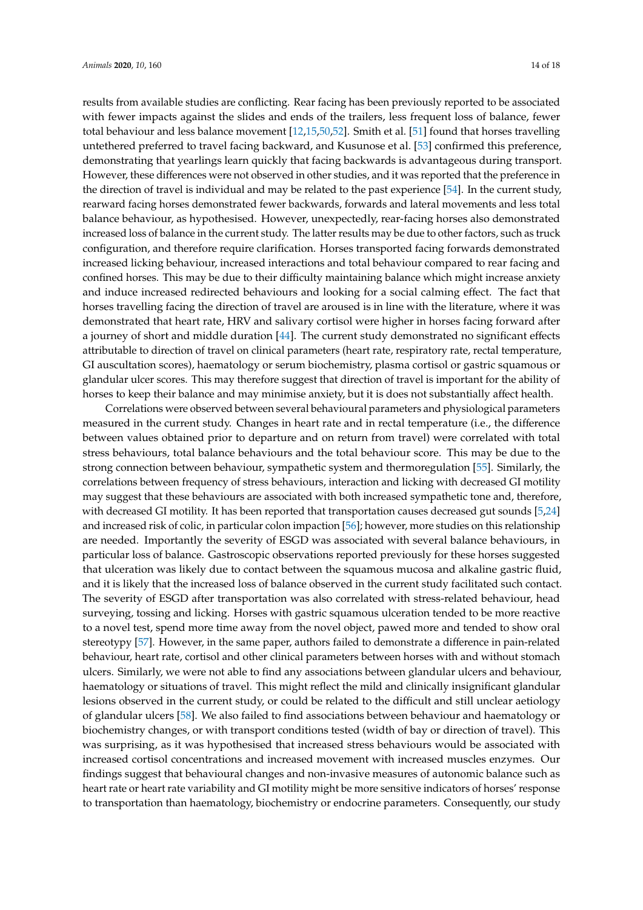results from available studies are conflicting. Rear facing has been previously reported to be associated with fewer impacts against the slides and ends of the trailers, less frequent loss of balance, fewer total behaviour and less balance movement [12,15,50,52]. Smith et al. [51] found that horses travelling untethered preferred to travel facing backward, and Kusunose et al. [53] confirmed this preference, demonstrating that yearlings learn quickly that facing backwards is advantageous during transport. However, these differences were not observed in other studies, and it was reported that the preference in the direction of travel is individual and may be related to the past experience [54]. In the current study, rearward facing horses demonstrated fewer backwards, forwards and lateral movements and less total balance behaviour, as hypothesised. However, unexpectedly, rear-facing horses also demonstrated increased loss of balance in the current study. The latter results may be due to other factors, such as truck configuration, and therefore require clarification. Horses transported facing forwards demonstrated increased licking behaviour, increased interactions and total behaviour compared to rear facing and confined horses. This may be due to their difficulty maintaining balance which might increase anxiety and induce increased redirected behaviours and looking for a social calming effect. The fact that horses travelling facing the direction of travel are aroused is in line with the literature, where it was demonstrated that heart rate, HRV and salivary cortisol were higher in horses facing forward after a journey of short and middle duration [44]. The current study demonstrated no significant effects attributable to direction of travel on clinical parameters (heart rate, respiratory rate, rectal temperature, GI auscultation scores), haematology or serum biochemistry, plasma cortisol or gastric squamous or glandular ulcer scores. This may therefore suggest that direction of travel is important for the ability of horses to keep their balance and may minimise anxiety, but it is does not substantially affect health.

Correlations were observed between several behavioural parameters and physiological parameters measured in the current study. Changes in heart rate and in rectal temperature (i.e., the difference between values obtained prior to departure and on return from travel) were correlated with total stress behaviours, total balance behaviours and the total behaviour score. This may be due to the strong connection between behaviour, sympathetic system and thermoregulation [55]. Similarly, the correlations between frequency of stress behaviours, interaction and licking with decreased GI motility may suggest that these behaviours are associated with both increased sympathetic tone and, therefore, with decreased GI motility. It has been reported that transportation causes decreased gut sounds [5,24] and increased risk of colic, in particular colon impaction [56]; however, more studies on this relationship are needed. Importantly the severity of ESGD was associated with several balance behaviours, in particular loss of balance. Gastroscopic observations reported previously for these horses suggested that ulceration was likely due to contact between the squamous mucosa and alkaline gastric fluid, and it is likely that the increased loss of balance observed in the current study facilitated such contact. The severity of ESGD after transportation was also correlated with stress-related behaviour, head surveying, tossing and licking. Horses with gastric squamous ulceration tended to be more reactive to a novel test, spend more time away from the novel object, pawed more and tended to show oral stereotypy [57]. However, in the same paper, authors failed to demonstrate a difference in pain-related behaviour, heart rate, cortisol and other clinical parameters between horses with and without stomach ulcers. Similarly, we were not able to find any associations between glandular ulcers and behaviour, haematology or situations of travel. This might reflect the mild and clinically insignificant glandular lesions observed in the current study, or could be related to the difficult and still unclear aetiology of glandular ulcers [58]. We also failed to find associations between behaviour and haematology or biochemistry changes, or with transport conditions tested (width of bay or direction of travel). This was surprising, as it was hypothesised that increased stress behaviours would be associated with increased cortisol concentrations and increased movement with increased muscles enzymes. Our findings suggest that behavioural changes and non-invasive measures of autonomic balance such as heart rate or heart rate variability and GI motility might be more sensitive indicators of horses' response to transportation than haematology, biochemistry or endocrine parameters. Consequently, our study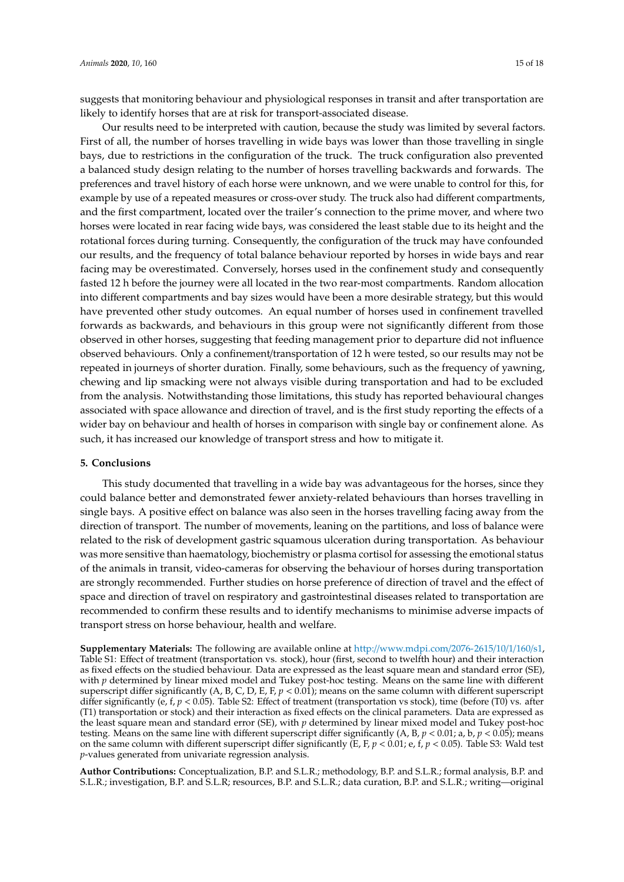suggests that monitoring behaviour and physiological responses in transit and after transportation are likely to identify horses that are at risk for transport-associated disease.

Our results need to be interpreted with caution, because the study was limited by several factors. First of all, the number of horses travelling in wide bays was lower than those travelling in single bays, due to restrictions in the configuration of the truck. The truck configuration also prevented a balanced study design relating to the number of horses travelling backwards and forwards. The preferences and travel history of each horse were unknown, and we were unable to control for this, for example by use of a repeated measures or cross-over study. The truck also had different compartments, and the first compartment, located over the trailer's connection to the prime mover, and where two horses were located in rear facing wide bays, was considered the least stable due to its height and the rotational forces during turning. Consequently, the configuration of the truck may have confounded our results, and the frequency of total balance behaviour reported by horses in wide bays and rear facing may be overestimated. Conversely, horses used in the confinement study and consequently fasted 12 h before the journey were all located in the two rear-most compartments. Random allocation into different compartments and bay sizes would have been a more desirable strategy, but this would have prevented other study outcomes. An equal number of horses used in confinement travelled forwards as backwards, and behaviours in this group were not significantly different from those observed in other horses, suggesting that feeding management prior to departure did not influence observed behaviours. Only a confinement/transportation of 12 h were tested, so our results may not be repeated in journeys of shorter duration. Finally, some behaviours, such as the frequency of yawning, chewing and lip smacking were not always visible during transportation and had to be excluded from the analysis. Notwithstanding those limitations, this study has reported behavioural changes associated with space allowance and direction of travel, and is the first study reporting the effects of a wider bay on behaviour and health of horses in comparison with single bay or confinement alone. As such, it has increased our knowledge of transport stress and how to mitigate it.

## 5. Conclusions

This study documented that travelling in a wide bay was advantageous for the horses, since they could balance better and demonstrated fewer anxiety-related behaviours than horses travelling in single bays. A positive effect on balance was also seen in the horses travelling facing away from the direction of transport. The number of movements, leaning on the partitions, and loss of balance were related to the risk of development gastric squamous ulceration during transportation. As behaviour was more sensitive than haematology, biochemistry or plasma cortisol for assessing the emotional status of the animals in transit, video-cameras for observing the behaviour of horses during transportation are strongly recommended. Further studies on horse preference of direction of travel and the effect of space and direction of travel on respiratory and gastrointestinal diseases related to transportation are recommended to confirm these results and to identify mechanisms to minimise adverse impacts of transport stress on horse behaviour, health and welfare.

**Supplementary Materials:** The following are available online at http://www.mdpi.com/2076-2615/10/1/160/s1, Table S1: Effect of treatment (transportation vs. stock), hour (first, second to twelfth hour) and their interaction as fixed effects on the studied behaviour. Data are expressed as the least square mean and standard error (SE), with $p$ determined by linear mixed model and Tukey post-hoc testing. Means on the same line with different superscript differ significantly (A, B, C, D, E, F, $p < 0.01$); means on the same column with different superscript differ significantly (e, f, $p < 0.05$). Table S2: Effect of treatment (transportation vs stock), time (before (T0) vs. after (T1) transportation or stock) and their interaction as fixed effects on the clinical parameters. Data are expressed as the least square mean and standard error (SE), with $p$ determined by linear mixed model and Tukey post-hoc testing. Means on the same line with different superscript differ significantly (A, B, $p < 0.01$; a, b, $p < 0.05$); means on the same column with different superscript differ significantly (E, F, $p < 0.01$; e, f, $p < 0.05$). Table S3: Wald test $p$-values generated from univariate regression analysis.

**Author Contributions:** Conceptualization, B.P. and S.L.R.; methodology, B.P. and S.L.R.; formal analysis, B.P. and S.L.R.; investigation, B.P. and S.L.R; resources, B.P. and S.L.R.; data curation, B.P. and S.L.R.; writing—original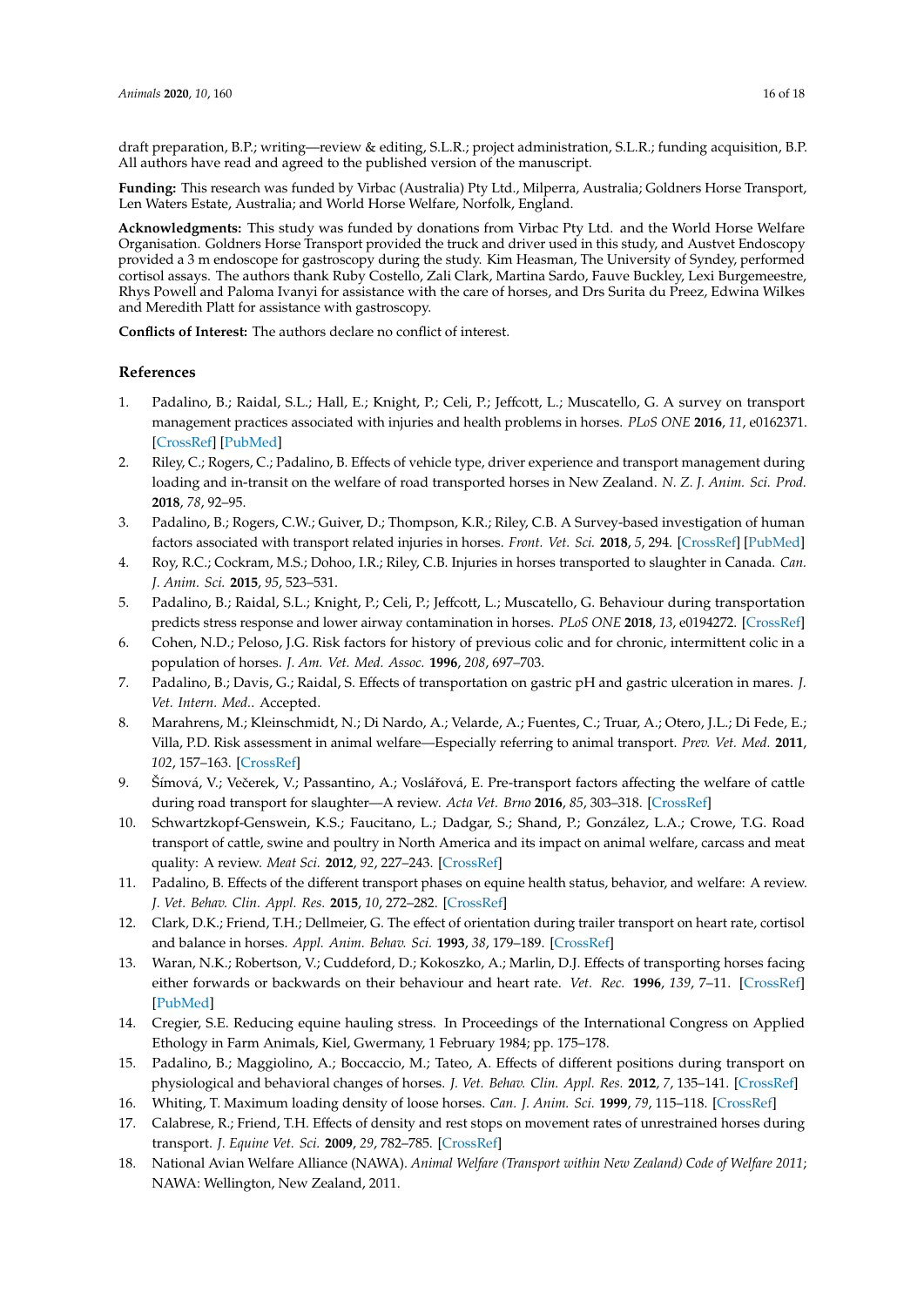draft preparation, B.P.; writing—review & editing, S.L.R.; project administration, S.L.R.; funding acquisition, B.P. All authors have read and agreed to the published version of the manuscript.

**Funding:** This research was funded by Virbac (Australia) Pty Ltd., Milperra, Australia; Goldners Horse Transport, Len Waters Estate, Australia; and World Horse Welfare, Norfolk, England.

**Acknowledgments:** This study was funded by donations from Virbac Pty Ltd. and the World Horse Welfare Organisation. Goldners Horse Transport provided the truck and driver used in this study, and Austvet Endoscopy provided a 3 m endoscope for gastroscopy during the study. Kim Heasman, The University of Syndey, performed cortisol assays. The authors thank Ruby Costello, Zali Clark, Martina Sardo, Fauve Buckley, Lexi Burgemeestre, Rhys Powell and Paloma Ivanyi for assistance with the care of horses, and Drs Surita du Preez, Edwina Wilkes and Meredith Platt for assistance with gastroscopy.

**Conflicts of Interest:** The authors declare no conflict of interest.

## References

1. Padalino, B.; Raidal, S.L.; Hall, E.; Knight, P.; Celi, P.; Jeffcott, L.; Muscatello, G. A survey on transport management practices associated with injuries and health problems in horses. *PLoS ONE* **2016**, *11*, e0162371. [CrossRef] [PubMed]
2. Riley, C.; Rogers, C.; Padalino, B. Effects of vehicle type, driver experience and transport management during loading and in-transit on the welfare of road transported horses in New Zealand. *N. Z. J. Anim. Sci. Prod.* **2018**, *78*, 92–95.
3. Padalino, B.; Rogers, C.W.; Guiver, D.; Thompson, K.R.; Riley, C.B. A Survey-based investigation of human factors associated with transport related injuries in horses. *Front. Vet. Sci.* **2018**, *5*, 294. [CrossRef] [PubMed]
4. Roy, R.C.; Cockram, M.S.; Dohoo, I.R.; Riley, C.B. Injuries in horses transported to slaughter in Canada. *Can. J. Anim. Sci.* **2015**, *95*, 523–531.
5. Padalino, B.; Raidal, S.L.; Knight, P.; Celi, P.; Jeffcott, L.; Muscatello, G. Behaviour during transportation predicts stress response and lower airway contamination in horses. *PLoS ONE* **2018**, *13*, e0194272. [CrossRef]
6. Cohen, N.D.; Peloso, J.G. Risk factors for history of previous colic and for chronic, intermittent colic in a population of horses. *J. Am. Vet. Med. Assoc.* **1996**, *208*, 697–703.
7. Padalino, B.; Davis, G.; Raidal, S. Effects of transportation on gastric pH and gastric ulceration in mares. *J. Vet. Intern. Med.*. Accepted.
8. Marahrens, M.; Kleinschmidt, N.; Di Nardo, A.; Velarde, A.; Fuentes, C.; Truar, A.; Otero, J.L.; Di Fede, E.; Villa, P.D. Risk assessment in animal welfare—Especially referring to animal transport. *Prev. Vet. Med.* **2011**, *102*, 157–163. [CrossRef]
9. Šímová, V.; Večerek, V.; Passantino, A.; Voslářová, E. Pre-transport factors affecting the welfare of cattle during road transport for slaughter—A review. *Acta Vet. Brno* **2016**, *85*, 303–318. [CrossRef]
10. Schwartzkopf-Genswein, K.S.; Faucitano, L.; Dadgar, S.; Shand, P.; González, L.A.; Crowe, T.G. Road transport of cattle, swine and poultry in North America and its impact on animal welfare, carcass and meat quality: A review. *Meat Sci.* **2012**, *92*, 227–243. [CrossRef]
11. Padalino, B. Effects of the different transport phases on equine health status, behavior, and welfare: A review. *J. Vet. Behav. Clin. Appl. Res.* **2015**, *10*, 272–282. [CrossRef]
12. Clark, D.K.; Friend, T.H.; Dellmeier, G. The effect of orientation during trailer transport on heart rate, cortisol and balance in horses. *Appl. Anim. Behav. Sci.* **1993**, *38*, 179–189. [CrossRef]
13. Waran, N.K.; Robertson, V.; Cuddeford, D.; Kokoszko, A.; Marlin, D.J. Effects of transporting horses facing either forwards or backwards on their behaviour and heart rate. *Vet. Rec.* **1996**, *139*, 7–11. [CrossRef] [PubMed]
14. Cregier, S.E. Reducing equine hauling stress. In Proceedings of the International Congress on Applied Ethology in Farm Animals, Kiel, Gwermany, 1 February 1984; pp. 175–178.
15. Padalino, B.; Maggiolino, A.; Boccaccio, M.; Tateo, A. Effects of different positions during transport on physiological and behavioral changes of horses. *J. Vet. Behav. Clin. Appl. Res.* **2012**, *7*, 135–141. [CrossRef]
16. Whiting, T. Maximum loading density of loose horses. *Can. J. Anim. Sci.* **1999**, *79*, 115–118. [CrossRef]
17. Calabrese, R.; Friend, T.H. Effects of density and rest stops on movement rates of unrestrained horses during transport. *J. Equine Vet. Sci.* **2009**, *29*, 782–785. [CrossRef]
18. National Avian Welfare Alliance (NAWA). *Animal Welfare (Transport within New Zealand) Code of Welfare 2011*; NAWA: Wellington, New Zealand, 2011.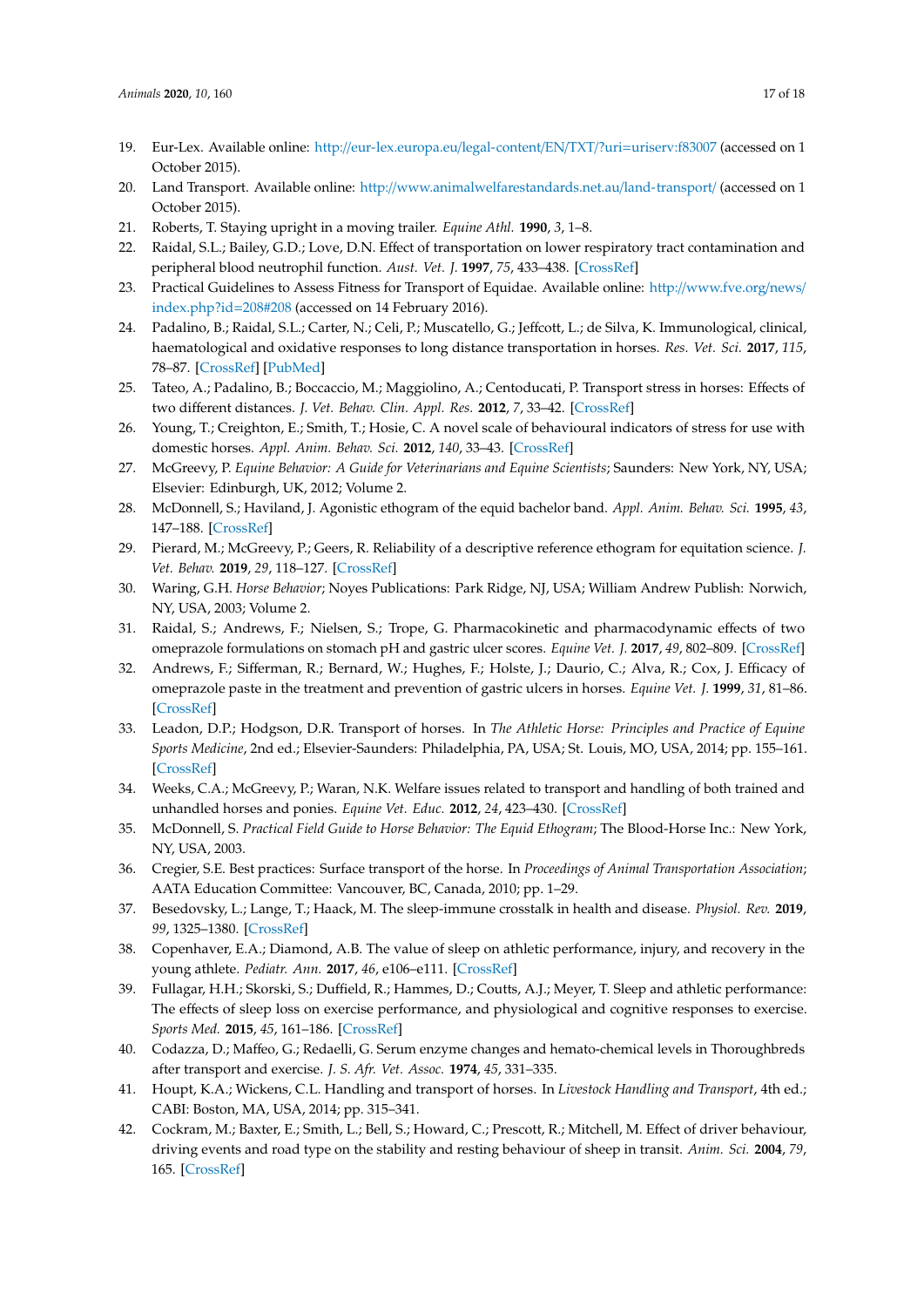19. Eur-Lex. Available online: http://eur-lex.europa.eu/legal-content/EN/TXT/?uri=uriserv:f83007 (accessed on 1 October 2015).
20. Land Transport. Available online: http://www.animalwelfarestandards.net.au/land-transport/ (accessed on 1 October 2015).
21. Roberts, T. Staying upright in a moving trailer. *Equine Athl.* **1990**, *3*, 1–8.
22. Raidal, S.L.; Bailey, G.D.; Love, D.N. Effect of transportation on lower respiratory tract contamination and peripheral blood neutrophil function. *Aust. Vet. J.* **1997**, *75*, 433–438. [CrossRef]
23. Practical Guidelines to Assess Fitness for Transport of Equidae. Available online: http://www.fve.org/news/index.php?id=208#208 (accessed on 14 February 2016).
24. Padalino, B.; Raidal, S.L.; Carter, N.; Celi, P.; Muscatello, G.; Jeffcott, L.; de Silva, K. Immunological, clinical, haematological and oxidative responses to long distance transportation in horses. *Res. Vet. Sci.* **2017**, *115*, 78–87. [CrossRef] [PubMed]
25. Tateo, A.; Padalino, B.; Boccaccio, M.; Maggiolino, A.; Centoducati, P. Transport stress in horses: Effects of two different distances. *J. Vet. Behav. Clin. Appl. Res.* **2012**, *7*, 33–42. [CrossRef]
26. Young, T.; Creighton, E.; Smith, T.; Hosie, C. A novel scale of behavioural indicators of stress for use with domestic horses. *Appl. Anim. Behav. Sci.* **2012**, *140*, 33–43. [CrossRef]
27. McGreevy, P. *Equine Behavior: A Guide for Veterinarians and Equine Scientists*; Saunders: New York, NY, USA; Elsevier: Edinburgh, UK, 2012; Volume 2.
28. McDonnell, S.; Haviland, J. Agonistic ethogram of the equid bachelor band. *Appl. Anim. Behav. Sci.* **1995**, *43*, 147–188. [CrossRef]
29. Pierard, M.; McGreevy, P.; Geers, R. Reliability of a descriptive reference ethogram for equitation science. *J. Vet. Behav.* **2019**, *29*, 118–127. [CrossRef]
30. Waring, G.H. *Horse Behavior*; Noyes Publications: Park Ridge, NJ, USA; William Andrew Publish: Norwich, NY, USA, 2003; Volume 2.
31. Raidal, S.; Andrews, F.; Nielsen, S.; Trope, G. Pharmacokinetic and pharmacodynamic effects of two omeprazole formulations on stomach pH and gastric ulcer scores. *Equine Vet. J.* **2017**, *49*, 802–809. [CrossRef]
32. Andrews, F.; Sifferman, R.; Bernard, W.; Hughes, F.; Holste, J.; Daurio, C.; Alva, R.; Cox, J. Efficacy of omeprazole paste in the treatment and prevention of gastric ulcers in horses. *Equine Vet. J.* **1999**, *31*, 81–86. [CrossRef]
33. Leadon, D.P.; Hodgson, D.R. Transport of horses. In *The Athletic Horse: Principles and Practice of Equine Sports Medicine*, 2nd ed.; Elsevier-Saunders: Philadelphia, PA, USA; St. Louis, MO, USA, 2014; pp. 155–161. [CrossRef]
34. Weeks, C.A.; McGreevy, P.; Waran, N.K. Welfare issues related to transport and handling of both trained and unhandled horses and ponies. *Equine Vet. Educ.* **2012**, *24*, 423–430. [CrossRef]
35. McDonnell, S. *Practical Field Guide to Horse Behavior: The Equid Ethogram*; The Blood-Horse Inc.: New York, NY, USA, 2003.
36. Cregier, S.E. Best practices: Surface transport of the horse. In *Proceedings of Animal Transportation Association*; AATA Education Committee: Vancouver, BC, Canada, 2010; pp. 1–29.
37. Besedovsky, L.; Lange, T.; Haack, M. The sleep-immune crosstalk in health and disease. *Physiol. Rev.* **2019**, *99*, 1325–1380. [CrossRef]
38. Copenhaver, E.A.; Diamond, A.B. The value of sleep on athletic performance, injury, and recovery in the young athlete. *Pediatr. Ann.* **2017**, *46*, e106–e111. [CrossRef]
39. Fullagar, H.H.; Skorski, S.; Duffield, R.; Hammes, D.; Coutts, A.J.; Meyer, T. Sleep and athletic performance: The effects of sleep loss on exercise performance, and physiological and cognitive responses to exercise. *Sports Med.* **2015**, *45*, 161–186. [CrossRef]
40. Codazza, D.; Maffeo, G.; Redaelli, G. Serum enzyme changes and hemato-chemical levels in Thoroughbreds after transport and exercise. *J. S. Afr. Vet. Assoc.* **1974**, *45*, 331–335.
41. Houpt, K.A.; Wickens, C.L. Handling and transport of horses. In *Livestock Handling and Transport*, 4th ed.; CABI: Boston, MA, USA, 2014; pp. 315–341.
42. Cockram, M.; Baxter, E.; Smith, L.; Bell, S.; Howard, C.; Prescott, R.; Mitchell, M. Effect of driver behaviour, driving events and road type on the stability and resting behaviour of sheep in transit. *Anim. Sci.* **2004**, *79*, 165. [CrossRef]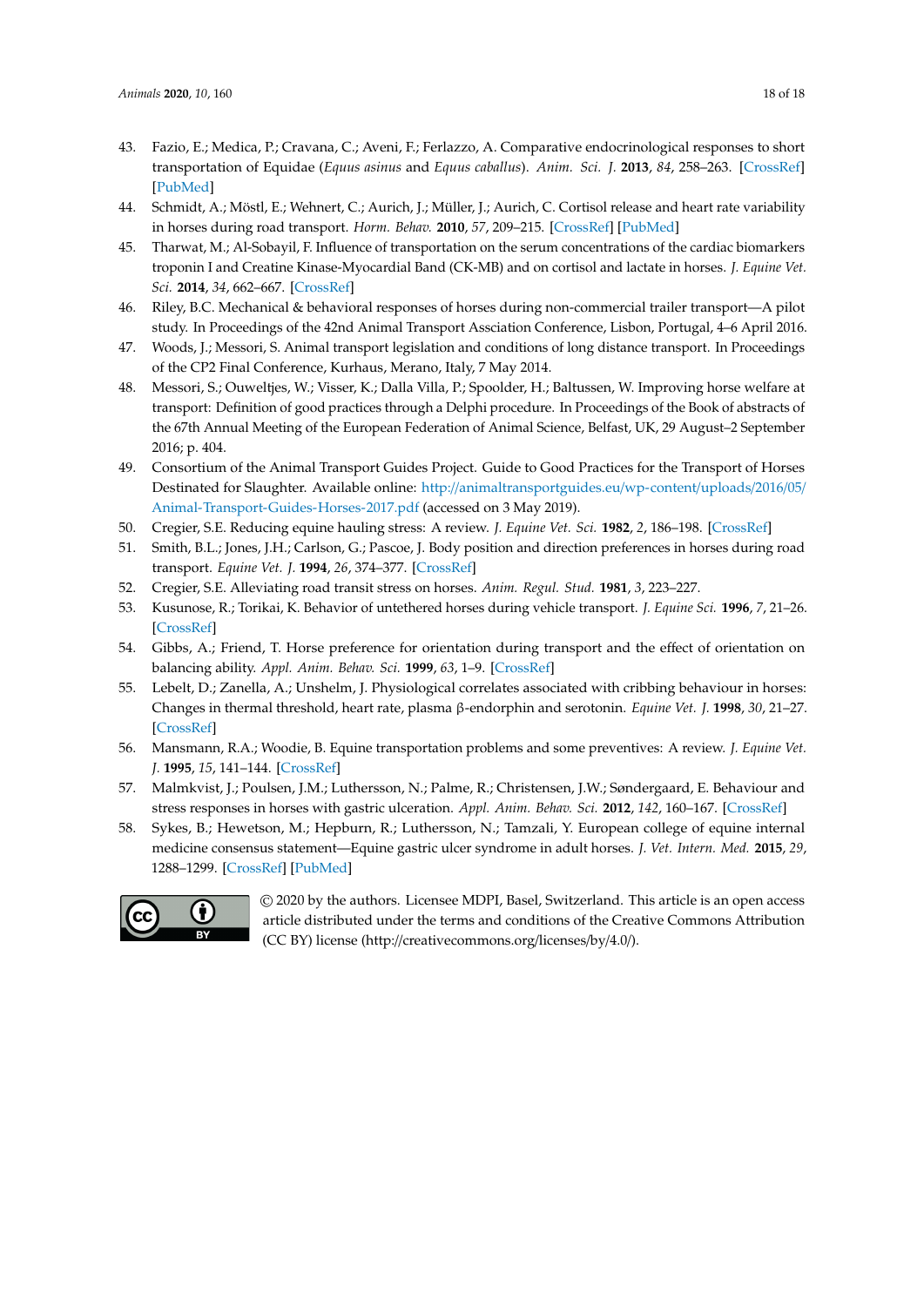43. Fazio, E.; Medica, P.; Cravana, C.; Aveni, F.; Ferlazzo, A. Comparative endocrinological responses to short transportation of Equidae (*Equus asinus* and *Equus caballus*). *Anim. Sci. J.* **2013**, *84*, 258–263. [CrossRef] [PubMed]
44. Schmidt, A.; Möstl, E.; Wehnert, C.; Aurich, J.; Müller, J.; Aurich, C. Cortisol release and heart rate variability in horses during road transport. *Horm. Behav.* **2010**, *57*, 209–215. [CrossRef] [PubMed]
45. Tharwat, M.; Al-Sobayil, F. Influence of transportation on the serum concentrations of the cardiac biomarkers troponin I and Creatine Kinase-Myocardial Band (CK-MB) and on cortisol and lactate in horses. *J. Equine Vet. Sci.* **2014**, *34*, 662–667. [CrossRef]
46. Riley, B.C. Mechanical & behavioral responses of horses during non-commercial trailer transport—A pilot study. In Proceedings of the 42nd Animal Transport Assciation Conference, Lisbon, Portugal, 4–6 April 2016.
47. Woods, J.; Messori, S. Animal transport legislation and conditions of long distance transport. In Proceedings of the CP2 Final Conference, Kurhaus, Merano, Italy, 7 May 2014.
48. Messori, S.; Ouweltjes, W.; Visser, K.; Dalla Villa, P.; Spoolder, H.; Baltussen, W. Improving horse welfare at transport: Definition of good practices through a Delphi procedure. In Proceedings of the Book of abstracts of the 67th Annual Meeting of the European Federation of Animal Science, Belfast, UK, 29 August–2 September 2016; p. 404.
49. Consortium of the Animal Transport Guides Project. Guide to Good Practices for the Transport of Horses Destinated for Slaughter. Available online: http://animaltransportguides.eu/wp-content/uploads/2016/05/Animal-Transport-Guides-Horses-2017.pdf (accessed on 3 May 2019).
50. Cregier, S.E. Reducing equine hauling stress: A review. *J. Equine Vet. Sci.* **1982**, *2*, 186–198. [CrossRef]
51. Smith, B.L.; Jones, J.H.; Carlson, G.; Pascoe, J. Body position and direction preferences in horses during road transport. *Equine Vet. J.* **1994**, *26*, 374–377. [CrossRef]
52. Cregier, S.E. Alleviating road transit stress on horses. *Anim. Regul. Stud.* **1981**, *3*, 223–227.
53. Kusunose, R.; Torikai, K. Behavior of untethered horses during vehicle transport. *J. Equine Sci.* **1996**, *7*, 21–26. [CrossRef]
54. Gibbs, A.; Friend, T. Horse preference for orientation during transport and the effect of orientation on balancing ability. *Appl. Anim. Behav. Sci.* **1999**, *63*, 1–9. [CrossRef]
55. Lebelt, D.; Zanella, A.; Unshelm, J. Physiological correlates associated with cribbing behaviour in horses: Changes in thermal threshold, heart rate, plasma β-endorphin and serotonin. *Equine Vet. J.* **1998**, *30*, 21–27. [CrossRef]
56. Mansmann, R.A.; Woodie, B. Equine transportation problems and some preventives: A review. *J. Equine Vet. J.* **1995**, *15*, 141–144. [CrossRef]
57. Malmkvist, J.; Poulsen, J.M.; Luthersson, N.; Palme, R.; Christensen, J.W.; Søndergaard, E. Behaviour and stress responses in horses with gastric ulceration. *Appl. Anim. Behav. Sci.* **2012**, *142*, 160–167. [CrossRef]
58. Sykes, B.; Hewetson, M.; Hepburn, R.; Luthersson, N.; Tamzali, Y. European college of equine internal medicine consensus statement—Equine gastric ulcer syndrome in adult horses. *J. Vet. Intern. Med.* **2015**, *29*, 1288–1299. [CrossRef] [PubMed]

© 2020 by the authors. Licensee MDPI, Basel, Switzerland. This article is an open access article distributed under the terms and conditions of the Creative Commons Attribution (CC BY) license (http://creativecommons.org/licenses/by/4.0/).